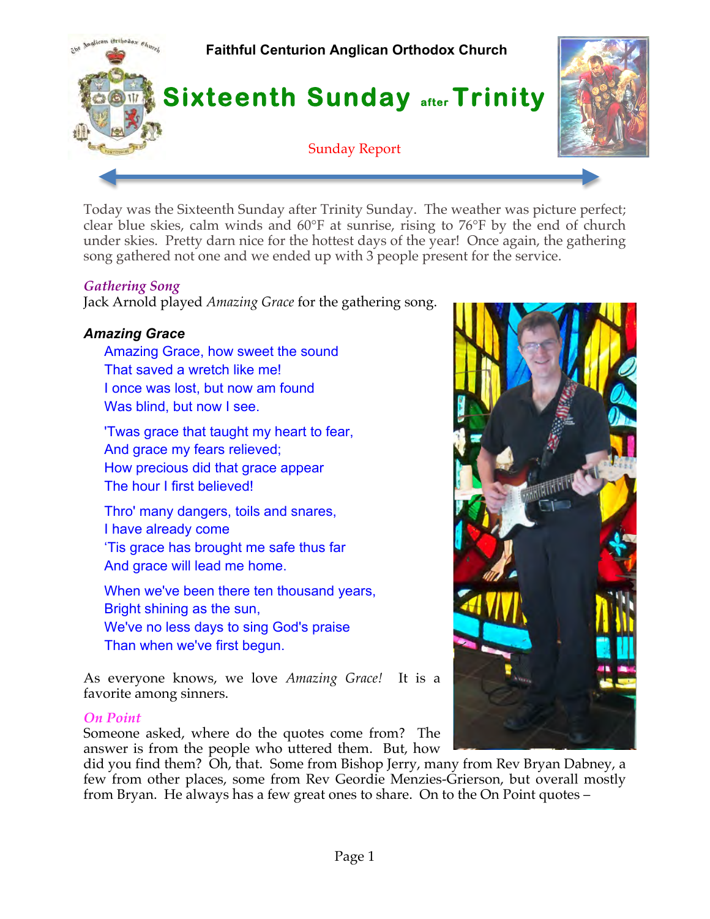Faithful Centurion Anglican Orthodox Church

# Sixteenth Sunday after Trinity

Sunday Report

Today was the Sixteenth Sunday after Trinity Sunday. The weather was picture perfect; clear blue skies, calm winds and 60°F at sunrise, rising to 76°F by the end of church under skies. Pretty darn nice for the hottest days of the year! Once again, the gathering song gathered not one and we ended up with 3 people present for the service.

### *Gathering Song*

Jack Arnold played *Amazing Grace* for the gathering song.

***Amazing Grace***

Amazing Grace, how sweet the sound
That saved a wretch like me!
I once was lost, but now am found
Was blind, but now I see.

'Twas grace that taught my heart to fear,
And grace my fears relieved;
How precious did that grace appear
The hour I first believed!

Thro' many dangers, toils and snares,
I have already come
'Tis grace has brought me safe thus far
And grace will lead me home.

When we've been there ten thousand years,
Bright shining as the sun,
We've no less days to sing God's praise
Than when we've first begun.

As everyone knows, we love *Amazing Grace!* It is a favorite among sinners.

### *On Point*

Someone asked, where do the quotes come from? The answer is from the people who uttered them. But, how did you find them? Oh, that. Some from Bishop Jerry, many from Rev Bryan Dabney, a few from other places, some from Rev Geordie Menzies-Grierson, but overall mostly from Bryan. He always has a few great ones to share. On to the On Point quotes –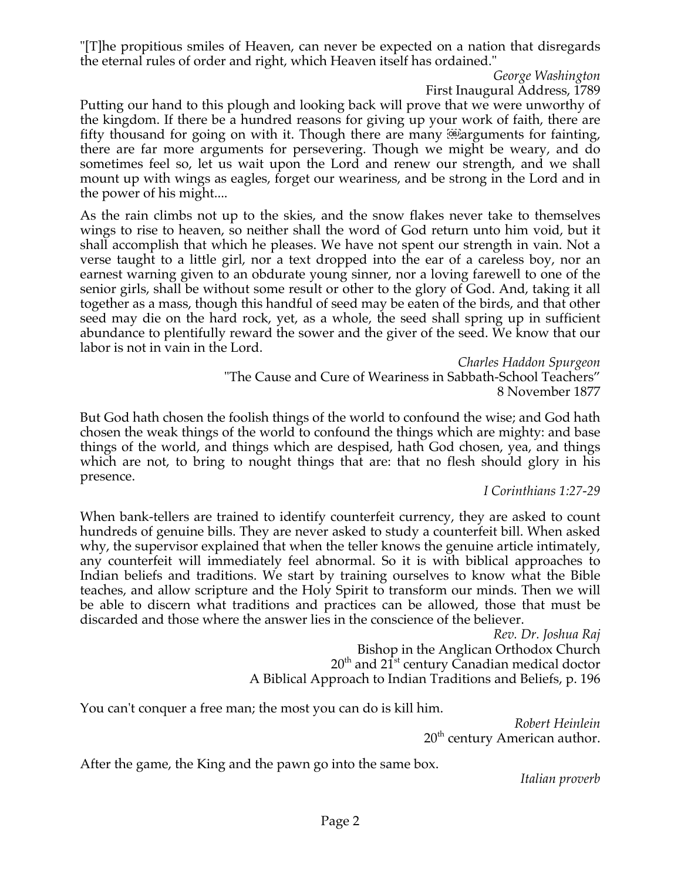"[T]he propitious smiles of Heaven, can never be expected on a nation that disregards the eternal rules of order and right, which Heaven itself has ordained."

*George Washington*
First Inaugural Address, 1789

Putting our hand to this plough and looking back will prove that we were unworthy of the kingdom. If there be a hundred reasons for giving up your work of faith, there are fifty thousand for going on with it. Though there are many arguments for fainting, there are far more arguments for persevering. Though we might be weary, and do sometimes feel so, let us wait upon the Lord and renew our strength, and we shall mount up with wings as eagles, forget our weariness, and be strong in the Lord and in the power of his might....

As the rain climbs not up to the skies, and the snow flakes never take to themselves wings to rise to heaven, so neither shall the word of God return unto him void, but it shall accomplish that which he pleases. We have not spent our strength in vain. Not a verse taught to a little girl, nor a text dropped into the ear of a careless boy, nor an earnest warning given to an obdurate young sinner, nor a loving farewell to one of the senior girls, shall be without some result or other to the glory of God. And, taking it all together as a mass, though this handful of seed may be eaten of the birds, and that other seed may die on the hard rock, yet, as a whole, the seed shall spring up in sufficient abundance to plentifully reward the sower and the giver of the seed. We know that our labor is not in vain in the Lord.

*Charles Haddon Spurgeon*
"The Cause and Cure of Weariness in Sabbath-School Teachers"
8 November 1877

But God hath chosen the foolish things of the world to confound the wise; and God hath chosen the weak things of the world to confound the things which are mighty: and base things of the world, and things which are despised, hath God chosen, yea, and things which are not, to bring to nought things that are: that no flesh should glory in his presence.

*I Corinthians 1:27-29*

When bank-tellers are trained to identify counterfeit currency, they are asked to count hundreds of genuine bills. They are never asked to study a counterfeit bill. When asked why, the supervisor explained that when the teller knows the genuine article intimately, any counterfeit will immediately feel abnormal. So it is with biblical approaches to Indian beliefs and traditions. We start by training ourselves to know what the Bible teaches, and allow scripture and the Holy Spirit to transform our minds. Then we will be able to discern what traditions and practices can be allowed, those that must be discarded and those where the answer lies in the conscience of the believer.

*Rev. Dr. Joshua Raj*
Bishop in the Anglican Orthodox Church
20th and 21st century Canadian medical doctor
A Biblical Approach to Indian Traditions and Beliefs, p. 196

You can't conquer a free man; the most you can do is kill him.

*Robert Heinlein*
20th century American author.

After the game, the King and the pawn go into the same box.

*Italian proverb*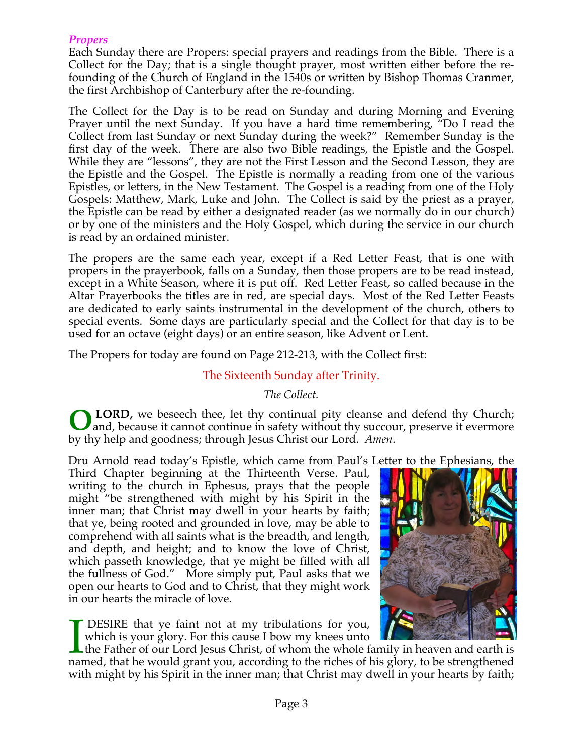### *Propers*

Each Sunday there are Propers: special prayers and readings from the Bible. There is a Collect for the Day; that is a single thought prayer, most written either before the re-founding of the Church of England in the 1540s or written by Bishop Thomas Cranmer, the first Archbishop of Canterbury after the re-founding.

The Collect for the Day is to be read on Sunday and during Morning and Evening Prayer until the next Sunday. If you have a hard time remembering, "Do I read the Collect from last Sunday or next Sunday during the week?" Remember Sunday is the first day of the week. There are also two Bible readings, the Epistle and the Gospel. While they are "lessons", they are not the First Lesson and the Second Lesson, they are the Epistle and the Gospel. The Epistle is normally a reading from one of the various Epistles, or letters, in the New Testament. The Gospel is a reading from one of the Holy Gospels: Matthew, Mark, Luke and John. The Collect is said by the priest as a prayer, the Epistle can be read by either a designated reader (as we normally do in our church) or by one of the ministers and the Holy Gospel, which during the service in our church is read by an ordained minister.

The propers are the same each year, except if a Red Letter Feast, that is one with propers in the prayerbook, falls on a Sunday, then those propers are to be read instead, except in a White Season, where it is put off. Red Letter Feast, so called because in the Altar Prayerbooks the titles are in red, are special days. Most of the Red Letter Feasts are dedicated to early saints instrumental in the development of the church, others to special events. Some days are particularly special and the Collect for that day is to be used for an octave (eight days) or an entire season, like Advent or Lent.

The Propers for today are found on Page 212-213, with the Collect first:

The Sixteenth Sunday after Trinity.

*The Collect.*

**O LORD,** we beseech thee, let thy continual pity cleanse and defend thy Church; and, because it cannot continue in safety without thy succour, preserve it evermore by thy help and goodness; through Jesus Christ our Lord. *Amen.*

Dru Arnold read today's Epistle, which came from Paul's Letter to the Ephesians, the Third Chapter beginning at the Thirteenth Verse. Paul, writing to the church in Ephesus, prays that the people might "be strengthened with might by his Spirit in the inner man; that Christ may dwell in your hearts by faith; that ye, being rooted and grounded in love, may be able to comprehend with all saints what is the breadth, and length, and depth, and height; and to know the love of Christ, which passeth knowledge, that ye might be filled with all the fullness of God." More simply put, Paul asks that we open our hearts to God and to Christ, that they might work in our hearts the miracle of love.

I DESIRE that ye faint not at my tribulations for you, which is your glory. For this cause I bow my knees unto the Father of our Lord Jesus Christ, of whom the whole family in heaven and earth is named, that he would grant you, according to the riches of his glory, to be strengthened with might by his Spirit in the inner man; that Christ may dwell in your hearts by faith;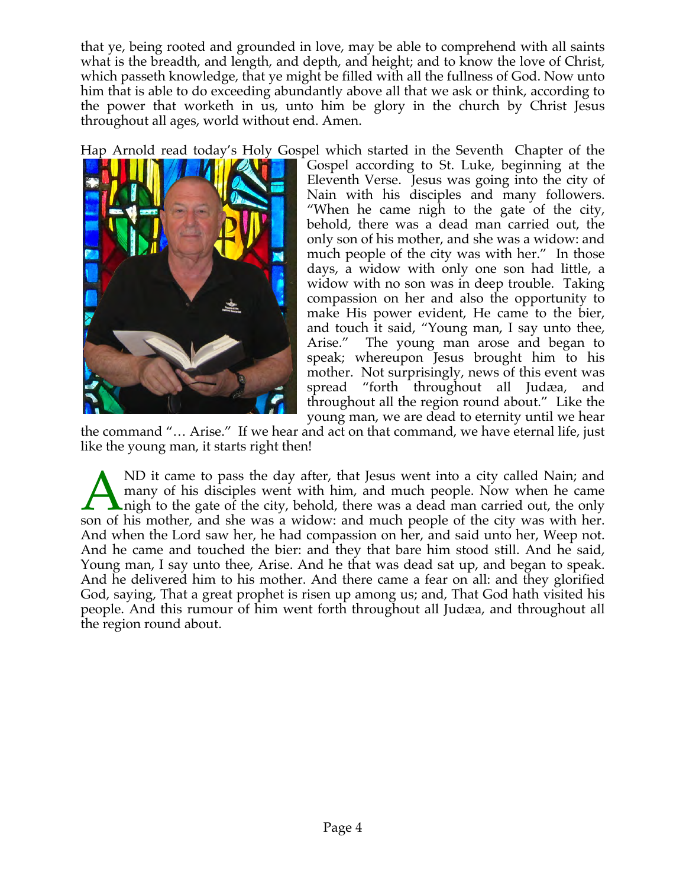that ye, being rooted and grounded in love, may be able to comprehend with all saints what is the breadth, and length, and depth, and height; and to know the love of Christ, which passeth knowledge, that ye might be filled with all the fullness of God. Now unto him that is able to do exceeding abundantly above all that we ask or think, according to the power that worketh in us, unto him be glory in the church by Christ Jesus throughout all ages, world without end. Amen.

Hap Arnold read today's Holy Gospel which started in the Seventh Chapter of the Gospel according to St. Luke, beginning at the Eleventh Verse. Jesus was going into the city of Nain with his disciples and many followers. "When he came nigh to the gate of the city, behold, there was a dead man carried out, the only son of his mother, and she was a widow: and much people of the city was with her." In those days, a widow with only one son had little, a widow with no son was in deep trouble. Taking compassion on her and also the opportunity to make His power evident, He came to the bier, and touch it said, "Young man, I say unto thee, Arise." The young man arose and began to speak; whereupon Jesus brought him to his mother. Not surprisingly, news of this event was spread "forth throughout all Judæa, and throughout all the region round about." Like the young man, we are dead to eternity until we hear the command "… Arise." If we hear and act on that command, we have eternal life, just like the young man, it starts right then!

AND it came to pass the day after, that Jesus went into a city called Nain; and many of his disciples went with him, and much people. Now when he came nigh to the gate of the city, behold, there was a dead man carried out, the only son of his mother, and she was a widow: and much people of the city was with her. And when the Lord saw her, he had compassion on her, and said unto her, Weep not. And he came and touched the bier: and they that bare him stood still. And he said, Young man, I say unto thee, Arise. And he that was dead sat up, and began to speak. And he delivered him to his mother. And there came a fear on all: and they glorified God, saying, That a great prophet is risen up among us; and, That God hath visited his people. And this rumour of him went forth throughout all Judæa, and throughout all the region round about.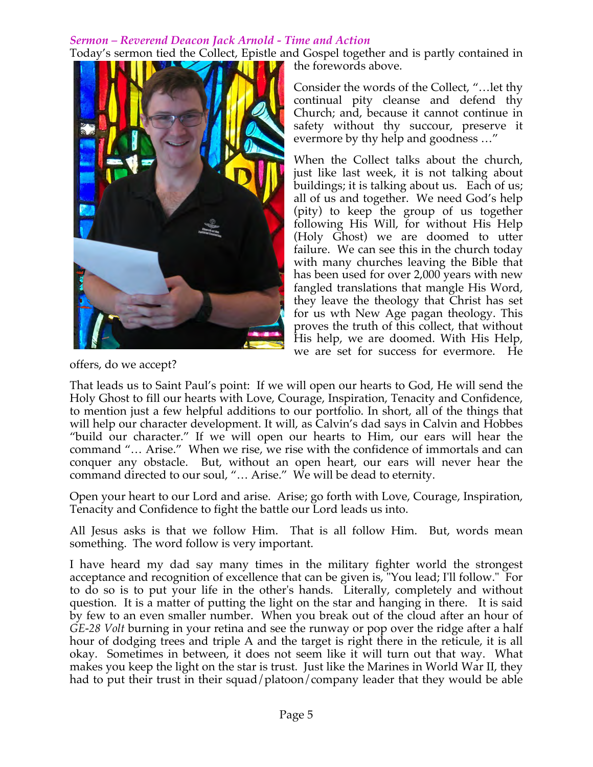### *Sermon – Reverend Deacon Jack Arnold - Time and Action*

Today's sermon tied the Collect, Epistle and Gospel together and is partly contained in the forewords above.

Consider the words of the Collect, "…let thy continual pity cleanse and defend thy Church; and, because it cannot continue in safety without thy succour, preserve it evermore by thy help and goodness …"

When the Collect talks about the church, just like last week, it is not talking about buildings; it is talking about us. Each of us; all of us and together. We need God's help (pity) to keep the group of us together following His Will, for without His Help (Holy Ghost) we are doomed to utter failure. We can see this in the church today with many churches leaving the Bible that has been used for over 2,000 years with new fangled translations that mangle His Word, they leave the theology that Christ has set for us wth New Age pagan theology. This proves the truth of this collect, that without His help, we are doomed. With His Help, we are set for success for evermore. He offers, do we accept?

That leads us to Saint Paul's point: If we will open our hearts to God, He will send the Holy Ghost to fill our hearts with Love, Courage, Inspiration, Tenacity and Confidence, to mention just a few helpful additions to our portfolio. In short, all of the things that will help our character development. It will, as Calvin's dad says in Calvin and Hobbes "build our character." If we will open our hearts to Him, our ears will hear the command "… Arise." When we rise, we rise with the confidence of immortals and can conquer any obstacle. But, without an open heart, our ears will never hear the command directed to our soul, "… Arise." We will be dead to eternity.

Open your heart to our Lord and arise. Arise; go forth with Love, Courage, Inspiration, Tenacity and Confidence to fight the battle our Lord leads us into.

All Jesus asks is that we follow Him. That is all follow Him. But, words mean something. The word follow is very important.

I have heard my dad say many times in the military fighter world the strongest acceptance and recognition of excellence that can be given is, "You lead; I'll follow." For to do so is to put your life in the other's hands. Literally, completely and without question. It is a matter of putting the light on the star and hanging in there. It is said by few to an even smaller number. When you break out of the cloud after an hour of *GE-28 Volt* burning in your retina and see the runway or pop over the ridge after a half hour of dodging trees and triple A and the target is right there in the reticule, it is all okay. Sometimes in between, it does not seem like it will turn out that way. What makes you keep the light on the star is trust. Just like the Marines in World War II, they had to put their trust in their squad/platoon/company leader that they would be able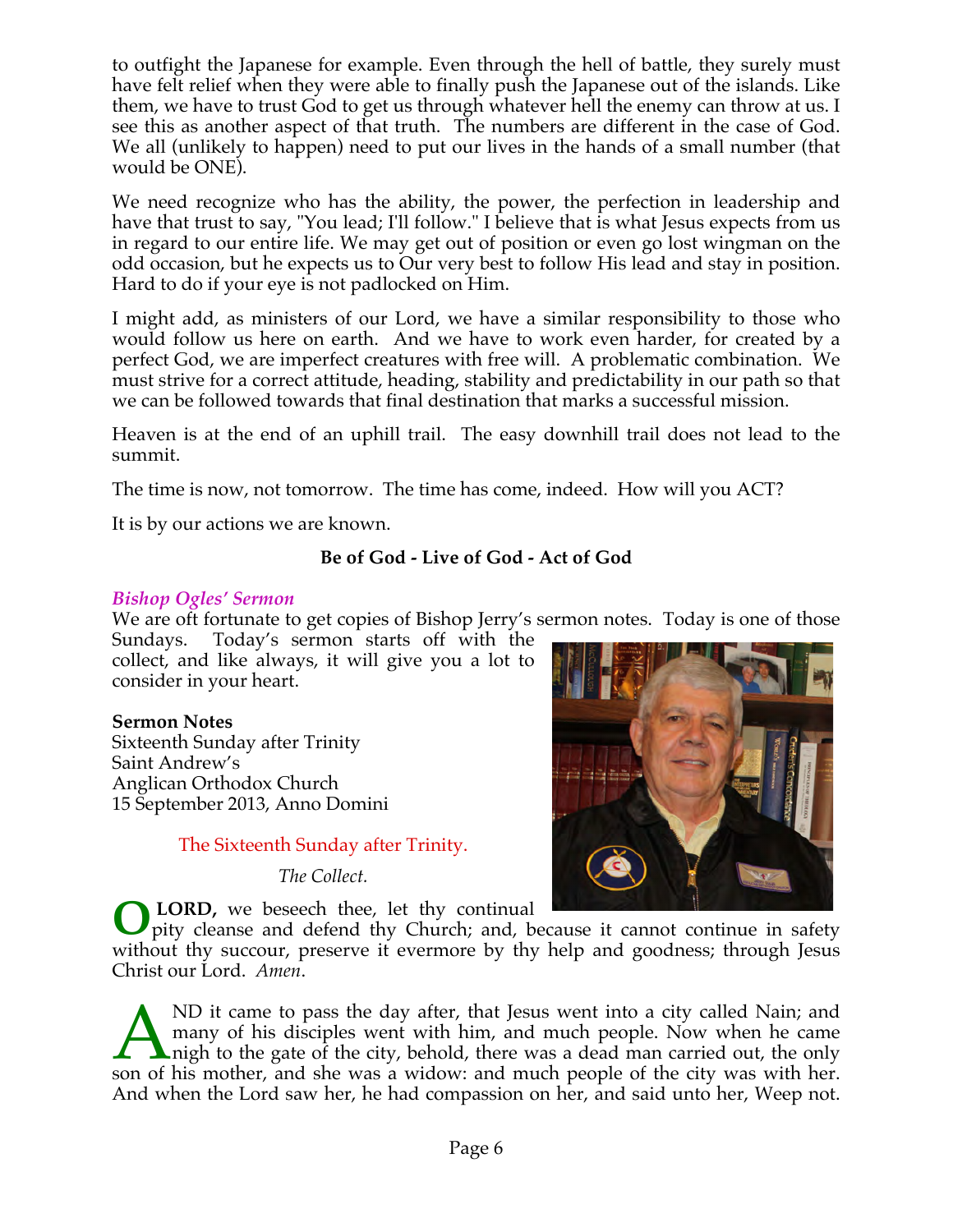to outfight the Japanese for example. Even through the hell of battle, they surely must have felt relief when they were able to finally push the Japanese out of the islands. Like them, we have to trust God to get us through whatever hell the enemy can throw at us. I see this as another aspect of that truth. The numbers are different in the case of God. We all (unlikely to happen) need to put our lives in the hands of a small number (that would be ONE).

We need recognize who has the ability, the power, the perfection in leadership and have that trust to say, "You lead; I'll follow." I believe that is what Jesus expects from us in regard to our entire life. We may get out of position or even go lost wingman on the odd occasion, but he expects us to Our very best to follow His lead and stay in position. Hard to do if your eye is not padlocked on Him.

I might add, as ministers of our Lord, we have a similar responsibility to those who would follow us here on earth. And we have to work even harder, for created by a perfect God, we are imperfect creatures with free will. A problematic combination. We must strive for a correct attitude, heading, stability and predictability in our path so that we can be followed towards that final destination that marks a successful mission.

Heaven is at the end of an uphill trail. The easy downhill trail does not lead to the summit.

The time is now, not tomorrow. The time has come, indeed. How will you ACT?

It is by our actions we are known.

**Be of God - Live of God - Act of God**

### *Bishop Ogles' Sermon*

We are oft fortunate to get copies of Bishop Jerry's sermon notes. Today is one of those Sundays. Today's sermon starts off with the collect, and like always, it will give you a lot to consider in your heart.

**Sermon Notes**
Sixteenth Sunday after Trinity
Saint Andrew's
Anglican Orthodox Church
15 September 2013, Anno Domini

The Sixteenth Sunday after Trinity.

*The Collect.*

O **LORD,** we beseech thee, let thy continual pity cleanse and defend thy Church; and, because it cannot continue in safety without thy succour, preserve it evermore by thy help and goodness; through Jesus Christ our Lord. *Amen.*

AND it came to pass the day after, that Jesus went into a city called Nain; and many of his disciples went with him, and much people. Now when he came nigh to the gate of the city, behold, there was a dead man carried out, the only son of his mother, and she was a widow: and much people of the city was with her. And when the Lord saw her, he had compassion on her, and said unto her, Weep not.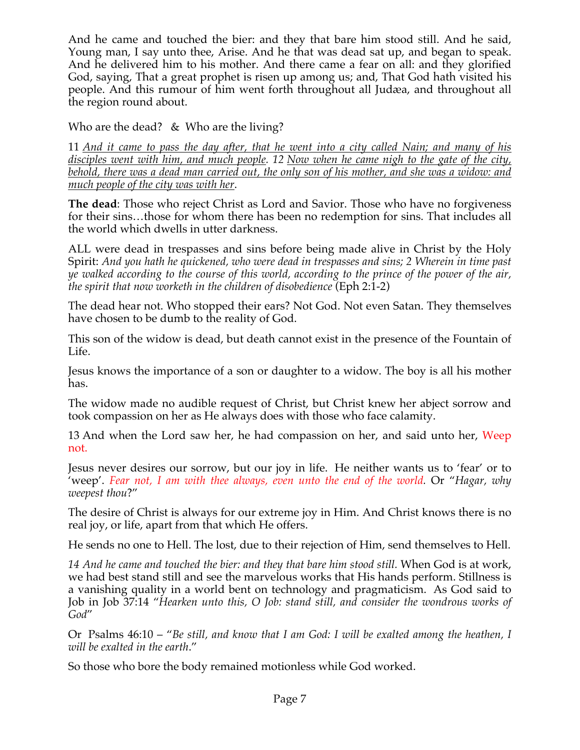And he came and touched the bier: and they that bare him stood still. And he said, Young man, I say unto thee, Arise. And he that was dead sat up, and began to speak. And he delivered him to his mother. And there came a fear on all: and they glorified God, saying, That a great prophet is risen up among us; and, That God hath visited his people. And this rumour of him went forth throughout all Judæa, and throughout all the region round about.

Who are the dead? & Who are the living?

11 *<u>And it came to pass the day after, that he went into a city called Nain; and many of his disciples went with him, and much people</u>. 12 <u>Now when he came nigh to the gate of the city, behold, there was a dead man carried out, the only son of his mother, and she was a widow: and much people of the city was with her</u>.*

**The dead**: Those who reject Christ as Lord and Savior. Those who have no forgiveness for their sins…those for whom there has been no redemption for sins. That includes all the world which dwells in utter darkness.

ALL were dead in trespasses and sins before being made alive in Christ by the Holy Spirit: *And you hath he quickened, who were dead in trespasses and sins; 2 Wherein in time past ye walked according to the course of this world, according to the prince of the power of the air, the spirit that now worketh in the children of disobedience* (Eph 2:1-2)

The dead hear not. Who stopped their ears? Not God. Not even Satan. They themselves have chosen to be dumb to the reality of God.

This son of the widow is dead, but death cannot exist in the presence of the Fountain of Life.

Jesus knows the importance of a son or daughter to a widow. The boy is all his mother has.

The widow made no audible request of Christ, but Christ knew her abject sorrow and took compassion on her as He always does with those who face calamity.

13 And when the Lord saw her, he had compassion on her, and said unto her, Weep not.

Jesus never desires our sorrow, but our joy in life. He neither wants us to 'fear' or to 'weep'. *Fear not, I am with thee always, even unto the end of the world.* Or "*Hagar, why weepest thou*?"

The desire of Christ is always for our extreme joy in Him. And Christ knows there is no real joy, or life, apart from that which He offers.

He sends no one to Hell. The lost, due to their rejection of Him, send themselves to Hell.

*14 And he came and touched the bier: and they that bare him stood still.* When God is at work, we had best stand still and see the marvelous works that His hands perform. Stillness is a vanishing quality in a world bent on technology and pragmaticism. As God said to Job in Job 37:14 "*Hearken unto this, O Job: stand still, and consider the wondrous works of God*"

Or Psalms 46:10 – "*Be still, and know that I am God: I will be exalted among the heathen, I will be exalted in the earth*."

So those who bore the body remained motionless while God worked.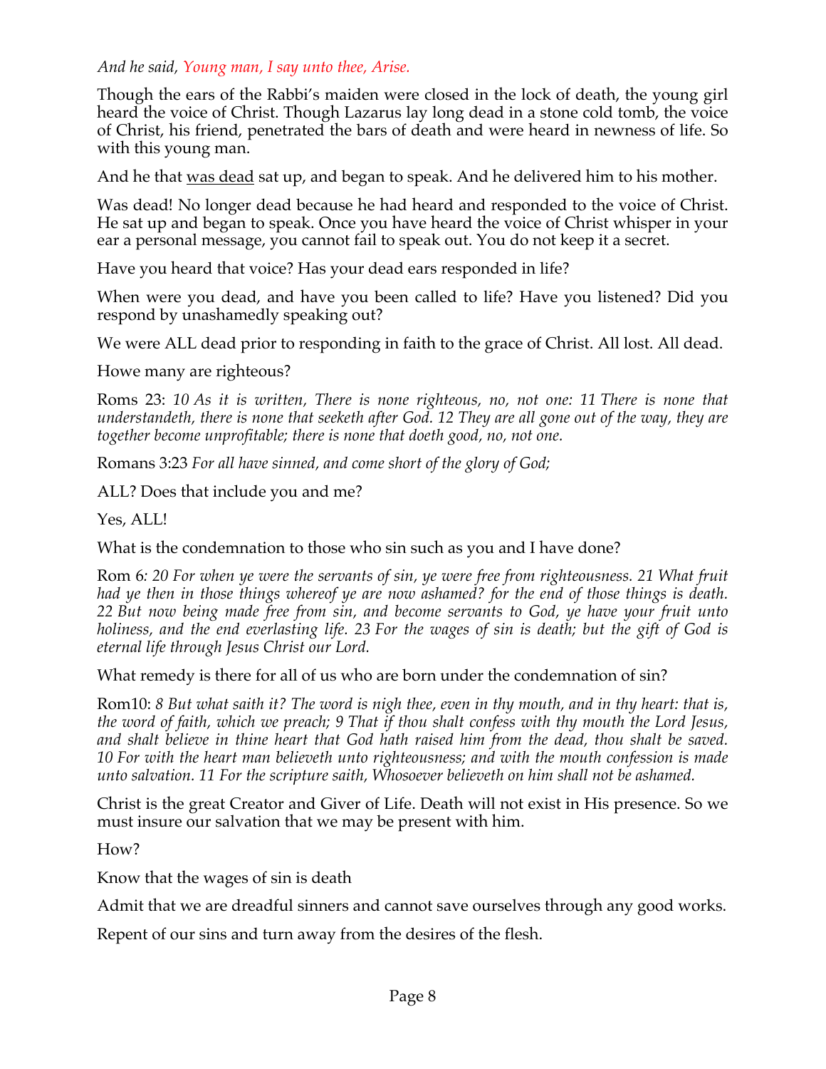*And he said, Young man, I say unto thee, Arise.*

Though the ears of the Rabbi's maiden were closed in the lock of death, the young girl heard the voice of Christ. Though Lazarus lay long dead in a stone cold tomb, the voice of Christ, his friend, penetrated the bars of death and were heard in newness of life. So with this young man.

And he that <u>was dead</u> sat up, and began to speak. And he delivered him to his mother.

Was dead! No longer dead because he had heard and responded to the voice of Christ. He sat up and began to speak. Once you have heard the voice of Christ whisper in your ear a personal message, you cannot fail to speak out. You do not keep it a secret.

Have you heard that voice? Has your dead ears responded in life?

When were you dead, and have you been called to life? Have you listened? Did you respond by unashamedly speaking out?

We were ALL dead prior to responding in faith to the grace of Christ. All lost. All dead.

Howe many are righteous?

Roms 23: *10 As it is written, There is none righteous, no, not one: 11 There is none that understandeth, there is none that seeketh after God. 12 They are all gone out of the way, they are together become unprofitable; there is none that doeth good, no, not one.*

Romans 3:23 *For all have sinned, and come short of the glory of God;*

ALL? Does that include you and me?

Yes, ALL!

What is the condemnation to those who sin such as you and I have done?

Rom 6*: 20 For when ye were the servants of sin, ye were free from righteousness. 21 What fruit had ye then in those things whereof ye are now ashamed? for the end of those things is death. 22 But now being made free from sin, and become servants to God, ye have your fruit unto holiness, and the end everlasting life. 23 For the wages of sin is death; but the gift of God is eternal life through Jesus Christ our Lord.*

What remedy is there for all of us who are born under the condemnation of sin?

Rom10: *8 But what saith it? The word is nigh thee, even in thy mouth, and in thy heart: that is, the word of faith, which we preach; 9 That if thou shalt confess with thy mouth the Lord Jesus, and shalt believe in thine heart that God hath raised him from the dead, thou shalt be saved. 10 For with the heart man believeth unto righteousness; and with the mouth confession is made unto salvation. 11 For the scripture saith, Whosoever believeth on him shall not be ashamed.*

Christ is the great Creator and Giver of Life. Death will not exist in His presence. So we must insure our salvation that we may be present with him.

How?

Know that the wages of sin is death

Admit that we are dreadful sinners and cannot save ourselves through any good works.

Repent of our sins and turn away from the desires of the flesh.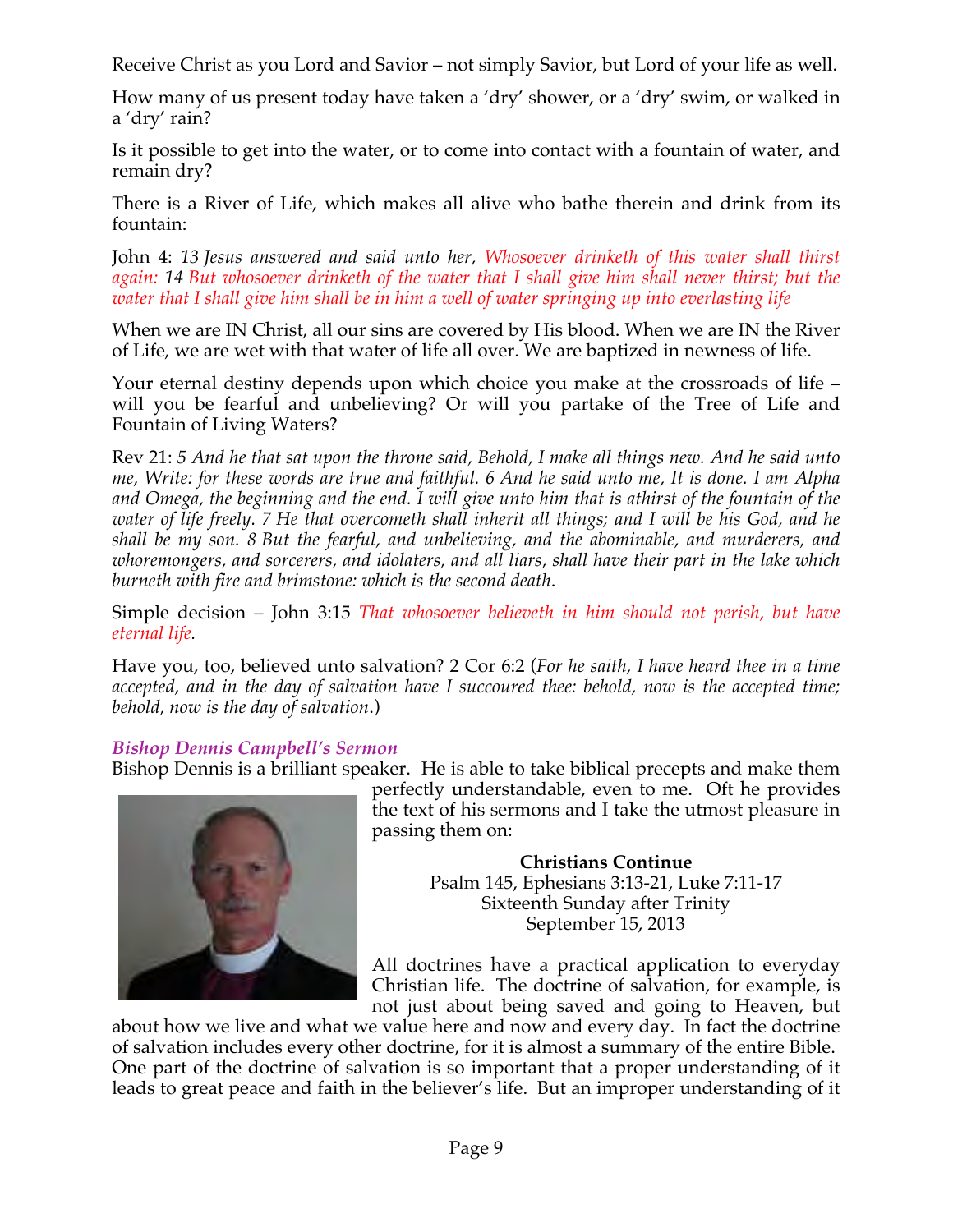Receive Christ as you Lord and Savior – not simply Savior, but Lord of your life as well.

How many of us present today have taken a 'dry' shower, or a 'dry' swim, or walked in a 'dry' rain?

Is it possible to get into the water, or to come into contact with a fountain of water, and remain dry?

There is a River of Life, which makes all alive who bathe therein and drink from its fountain:

John 4: *13 Jesus answered and said unto her, Whosoever drinketh of this water shall thirst again: 14 But whosoever drinketh of the water that I shall give him shall never thirst; but the water that I shall give him shall be in him a well of water springing up into everlasting life*

When we are IN Christ, all our sins are covered by His blood. When we are IN the River of Life, we are wet with that water of life all over. We are baptized in newness of life.

Your eternal destiny depends upon which choice you make at the crossroads of life – will you be fearful and unbelieving? Or will you partake of the Tree of Life and Fountain of Living Waters?

Rev 21: *5 And he that sat upon the throne said, Behold, I make all things new. And he said unto me, Write: for these words are true and faithful. 6 And he said unto me, It is done. I am Alpha and Omega, the beginning and the end. I will give unto him that is athirst of the fountain of the water of life freely. 7 He that overcometh shall inherit all things; and I will be his God, and he shall be my son. 8 But the fearful, and unbelieving, and the abominable, and murderers, and whoremongers, and sorcerers, and idolaters, and all liars, shall have their part in the lake which burneth with fire and brimstone: which is the second death*.

Simple decision – John 3:15 *That whosoever believeth in him should not perish, but have eternal life.*

Have you, too, believed unto salvation? 2 Cor 6:2 (*For he saith, I have heard thee in a time accepted, and in the day of salvation have I succoured thee: behold, now is the accepted time; behold, now is the day of salvation*.)

### *Bishop Dennis Campbell's Sermon*

Bishop Dennis is a brilliant speaker. He is able to take biblical precepts and make them perfectly understandable, even to me. Oft he provides the text of his sermons and I take the utmost pleasure in passing them on:

**Christians Continue**
Psalm 145, Ephesians 3:13-21, Luke 7:11-17
Sixteenth Sunday after Trinity
September 15, 2013

All doctrines have a practical application to everyday Christian life. The doctrine of salvation, for example, is not just about being saved and going to Heaven, but about how we live and what we value here and now and every day. In fact the doctrine of salvation includes every other doctrine, for it is almost a summary of the entire Bible. One part of the doctrine of salvation is so important that a proper understanding of it leads to great peace and faith in the believer's life. But an improper understanding of it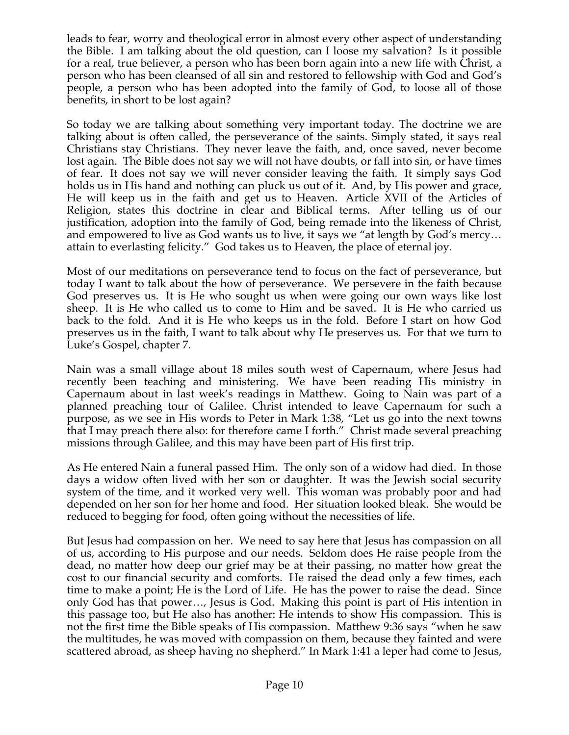leads to fear, worry and theological error in almost every other aspect of understanding the Bible. I am talking about the old question, can I loose my salvation? Is it possible for a real, true believer, a person who has been born again into a new life with Christ, a person who has been cleansed of all sin and restored to fellowship with God and God's people, a person who has been adopted into the family of God, to loose all of those benefits, in short to be lost again?

So today we are talking about something very important today. The doctrine we are talking about is often called, the perseverance of the saints. Simply stated, it says real Christians stay Christians. They never leave the faith, and, once saved, never become lost again. The Bible does not say we will not have doubts, or fall into sin, or have times of fear. It does not say we will never consider leaving the faith. It simply says God holds us in His hand and nothing can pluck us out of it. And, by His power and grace, He will keep us in the faith and get us to Heaven. Article XVII of the Articles of Religion, states this doctrine in clear and Biblical terms. After telling us of our justification, adoption into the family of God, being remade into the likeness of Christ, and empowered to live as God wants us to live, it says we "at length by God's mercy… attain to everlasting felicity." God takes us to Heaven, the place of eternal joy.

Most of our meditations on perseverance tend to focus on the fact of perseverance, but today I want to talk about the how of perseverance. We persevere in the faith because God preserves us. It is He who sought us when were going our own ways like lost sheep. It is He who called us to come to Him and be saved. It is He who carried us back to the fold. And it is He who keeps us in the fold. Before I start on how God preserves us in the faith, I want to talk about why He preserves us. For that we turn to Luke's Gospel, chapter 7.

Nain was a small village about 18 miles south west of Capernaum, where Jesus had recently been teaching and ministering. We have been reading His ministry in Capernaum about in last week's readings in Matthew. Going to Nain was part of a planned preaching tour of Galilee. Christ intended to leave Capernaum for such a purpose, as we see in His words to Peter in Mark 1:38, "Let us go into the next towns that I may preach there also: for therefore came I forth." Christ made several preaching missions through Galilee, and this may have been part of His first trip.

As He entered Nain a funeral passed Him. The only son of a widow had died. In those days a widow often lived with her son or daughter. It was the Jewish social security system of the time, and it worked very well. This woman was probably poor and had depended on her son for her home and food. Her situation looked bleak. She would be reduced to begging for food, often going without the necessities of life.

But Jesus had compassion on her. We need to say here that Jesus has compassion on all of us, according to His purpose and our needs. Seldom does He raise people from the dead, no matter how deep our grief may be at their passing, no matter how great the cost to our financial security and comforts. He raised the dead only a few times, each time to make a point; He is the Lord of Life. He has the power to raise the dead. Since only God has that power…, Jesus is God. Making this point is part of His intention in this passage too, but He also has another: He intends to show His compassion. This is not the first time the Bible speaks of His compassion. Matthew 9:36 says "when he saw the multitudes, he was moved with compassion on them, because they fainted and were scattered abroad, as sheep having no shepherd." In Mark 1:41 a leper had come to Jesus,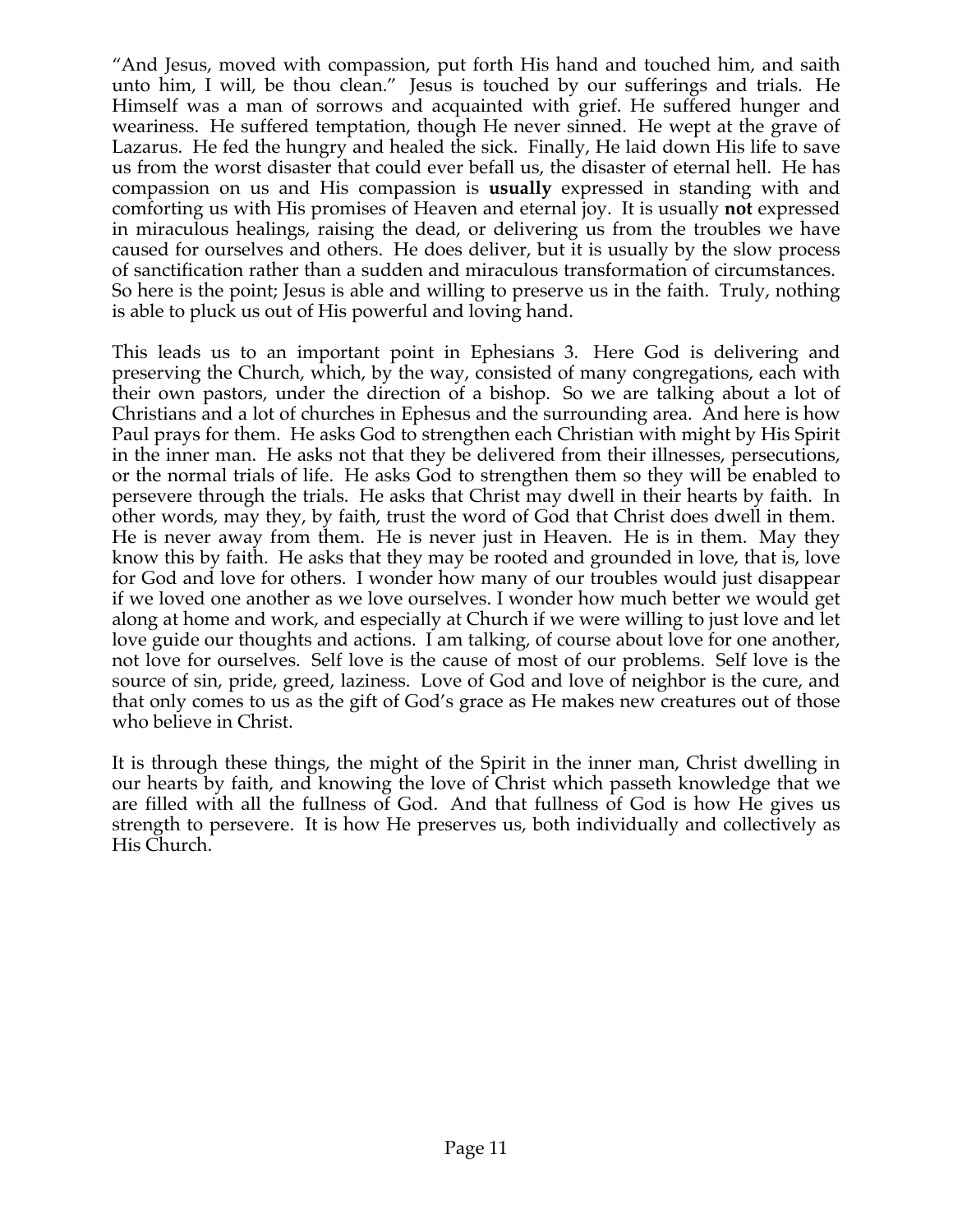"And Jesus, moved with compassion, put forth His hand and touched him, and saith unto him, I will, be thou clean." Jesus is touched by our sufferings and trials. He Himself was a man of sorrows and acquainted with grief. He suffered hunger and weariness. He suffered temptation, though He never sinned. He wept at the grave of Lazarus. He fed the hungry and healed the sick. Finally, He laid down His life to save us from the worst disaster that could ever befall us, the disaster of eternal hell. He has compassion on us and His compassion is **usually** expressed in standing with and comforting us with His promises of Heaven and eternal joy. It is usually **not** expressed in miraculous healings, raising the dead, or delivering us from the troubles we have caused for ourselves and others. He does deliver, but it is usually by the slow process of sanctification rather than a sudden and miraculous transformation of circumstances. So here is the point; Jesus is able and willing to preserve us in the faith. Truly, nothing is able to pluck us out of His powerful and loving hand.

This leads us to an important point in Ephesians 3. Here God is delivering and preserving the Church, which, by the way, consisted of many congregations, each with their own pastors, under the direction of a bishop. So we are talking about a lot of Christians and a lot of churches in Ephesus and the surrounding area. And here is how Paul prays for them. He asks God to strengthen each Christian with might by His Spirit in the inner man. He asks not that they be delivered from their illnesses, persecutions, or the normal trials of life. He asks God to strengthen them so they will be enabled to persevere through the trials. He asks that Christ may dwell in their hearts by faith. In other words, may they, by faith, trust the word of God that Christ does dwell in them. He is never away from them. He is never just in Heaven. He is in them. May they know this by faith. He asks that they may be rooted and grounded in love, that is, love for God and love for others. I wonder how many of our troubles would just disappear if we loved one another as we love ourselves. I wonder how much better we would get along at home and work, and especially at Church if we were willing to just love and let love guide our thoughts and actions. I am talking, of course about love for one another, not love for ourselves. Self love is the cause of most of our problems. Self love is the source of sin, pride, greed, laziness. Love of God and love of neighbor is the cure, and that only comes to us as the gift of God's grace as He makes new creatures out of those who believe in Christ.

It is through these things, the might of the Spirit in the inner man, Christ dwelling in our hearts by faith, and knowing the love of Christ which passeth knowledge that we are filled with all the fullness of God. And that fullness of God is how He gives us strength to persevere. It is how He preserves us, both individually and collectively as His Church.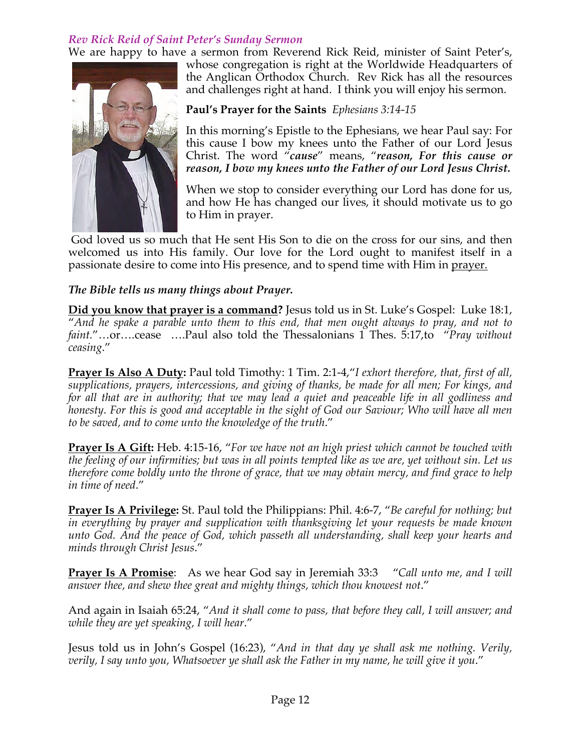### *Rev Rick Reid of Saint Peter's Sunday Sermon*

We are happy to have a sermon from Reverend Rick Reid, minister of Saint Peter's, whose congregation is right at the Worldwide Headquarters of the Anglican Orthodox Church. Rev Rick has all the resources and challenges right at hand. I think you will enjoy his sermon.

**Paul's Prayer for the Saints** *Ephesians 3:14-15*

In this morning's Epistle to the Ephesians, we hear Paul say: For this cause I bow my knees unto the Father of our Lord Jesus Christ. The word "***cause***" means, "***reason, For this cause or reason, I bow my knees unto the Father of our Lord Jesus Christ.***

When we stop to consider everything our Lord has done for us, and how He has changed our lives, it should motivate us to go to Him in prayer.

God loved us so much that He sent His Son to die on the cross for our sins, and then welcomed us into His family. Our love for the Lord ought to manifest itself in a passionate desire to come into His presence, and to spend time with Him in <u>prayer.</u>

***The Bible tells us many things about Prayer.***

**<u>Did you know that prayer is a command</u>?** Jesus told us in St. Luke's Gospel: Luke 18:1, "*And he spake a parable unto them to this end, that men ought always to pray, and not to faint.*"…or….cease ….Paul also told the Thessalonians 1 Thes. 5:17,to "*Pray without ceasing*."

**<u>Prayer Is Also A Duty</u>:** Paul told Timothy: 1 Tim. 2:1-4,"*I exhort therefore, that, first of all, supplications, prayers, intercessions, and giving of thanks, be made for all men; For kings, and for all that are in authority; that we may lead a quiet and peaceable life in all godliness and honesty. For this is good and acceptable in the sight of God our Saviour; Who will have all men to be saved, and to come unto the knowledge of the truth*."

**<u>Prayer Is A Gift</u>:** Heb. 4:15-16, "*For we have not an high priest which cannot be touched with the feeling of our infirmities; but was in all points tempted like as we are, yet without sin. Let us therefore come boldly unto the throne of grace, that we may obtain mercy, and find grace to help in time of need*."

**<u>Prayer Is A Privilege</u>:** St. Paul told the Philippians: Phil. 4:6-7, "*Be careful for nothing; but in everything by prayer and supplication with thanksgiving let your requests be made known unto God. And the peace of God, which passeth all understanding, shall keep your hearts and minds through Christ Jesus*."

**<u>Prayer Is A Promise</u>**: As we hear God say in Jeremiah 33:3 "*Call unto me, and I will answer thee, and shew thee great and mighty things, which thou knowest not*."

And again in Isaiah 65:24, "*And it shall come to pass, that before they call, I will answer; and while they are yet speaking, I will hear*."

Jesus told us in John's Gospel (16:23), "*And in that day ye shall ask me nothing. Verily, verily, I say unto you, Whatsoever ye shall ask the Father in my name, he will give it you*."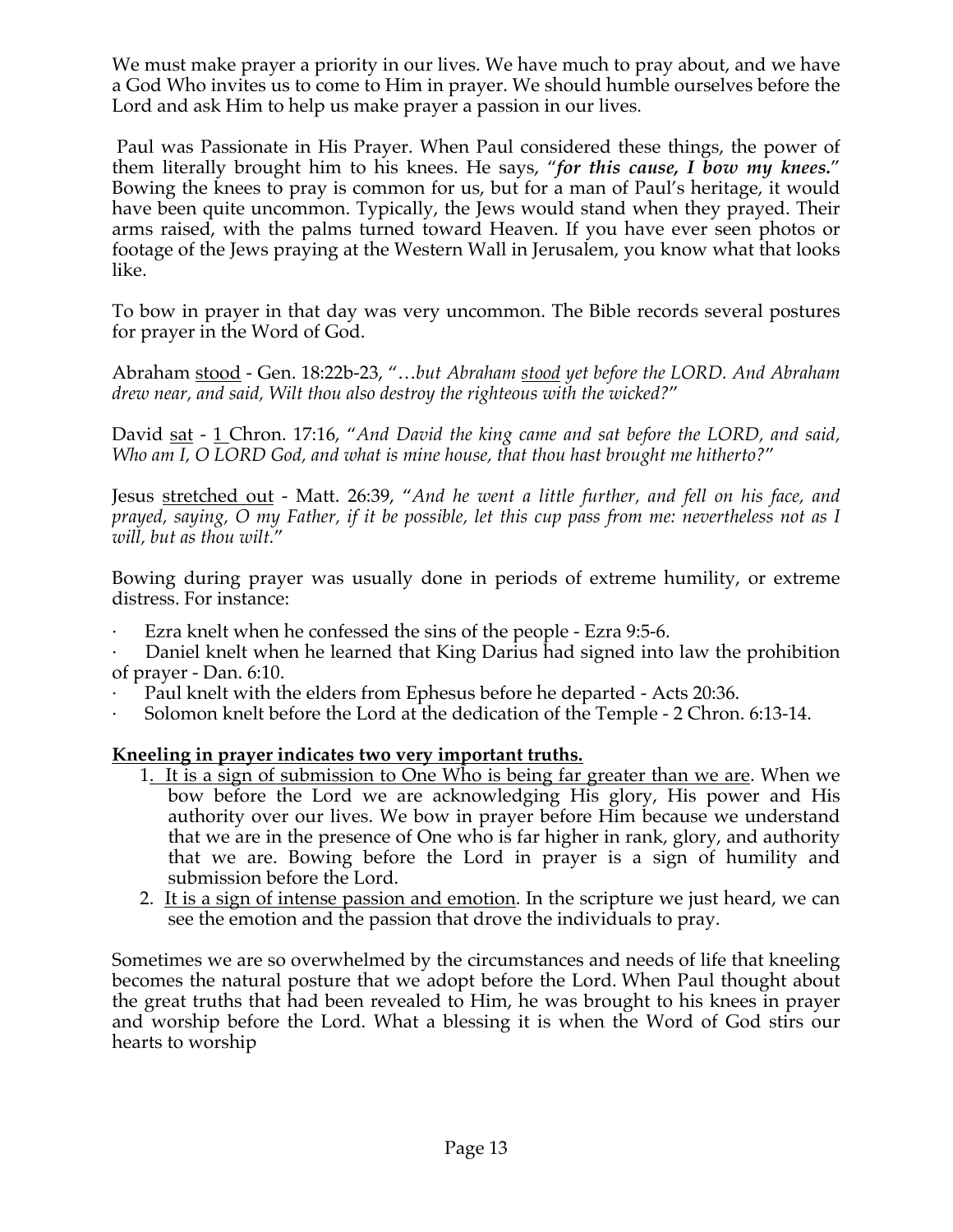We must make prayer a priority in our lives. We have much to pray about, and we have a God Who invites us to come to Him in prayer. We should humble ourselves before the Lord and ask Him to help us make prayer a passion in our lives.

Paul was Passionate in His Prayer. When Paul considered these things, the power of them literally brought him to his knees. He says, "***for this cause, I bow my knees.***" Bowing the knees to pray is common for us, but for a man of Paul's heritage, it would have been quite uncommon. Typically, the Jews would stand when they prayed. Their arms raised, with the palms turned toward Heaven. If you have ever seen photos or footage of the Jews praying at the Western Wall in Jerusalem, you know what that looks like.

To bow in prayer in that day was very uncommon. The Bible records several postures for prayer in the Word of God.

Abraham <u>stood</u> - Gen. 18:22b-23, "*…but Abraham <u>stood</u> yet before the LORD. And Abraham drew near, and said, Wilt thou also destroy the righteous with the wicked?*"

David <u>sat</u> - 1 Chron. 17:16, "*And David the king came and sat before the LORD, and said, Who am I, O LORD God, and what is mine house, that thou hast brought me hitherto?*"

Jesus <u>stretched out</u> - Matt. 26:39, "*And he went a little further, and fell on his face, and prayed, saying, O my Father, if it be possible, let this cup pass from me: nevertheless not as I will, but as thou wilt.*"

Bowing during prayer was usually done in periods of extreme humility, or extreme distress. For instance:

- Ezra knelt when he confessed the sins of the people - Ezra 9:5-6.
- Daniel knelt when he learned that King Darius had signed into law the prohibition of prayer - Dan. 6:10.
- Paul knelt with the elders from Ephesus before he departed - Acts 20:36.
- Solomon knelt before the Lord at the dedication of the Temple - 2 Chron. 6:13-14.

**<u>Kneeling in prayer indicates two very important truths.</u>**

1. <u>It is a sign of submission to One Who is being far greater than we are</u>. When we bow before the Lord we are acknowledging His glory, His power and His authority over our lives. We bow in prayer before Him because we understand that we are in the presence of One who is far higher in rank, glory, and authority that we are. Bowing before the Lord in prayer is a sign of humility and submission before the Lord.
2. <u>It is a sign of intense passion and emotion</u>. In the scripture we just heard, we can see the emotion and the passion that drove the individuals to pray.

Sometimes we are so overwhelmed by the circumstances and needs of life that kneeling becomes the natural posture that we adopt before the Lord. When Paul thought about the great truths that had been revealed to Him, he was brought to his knees in prayer and worship before the Lord. What a blessing it is when the Word of God stirs our hearts to worship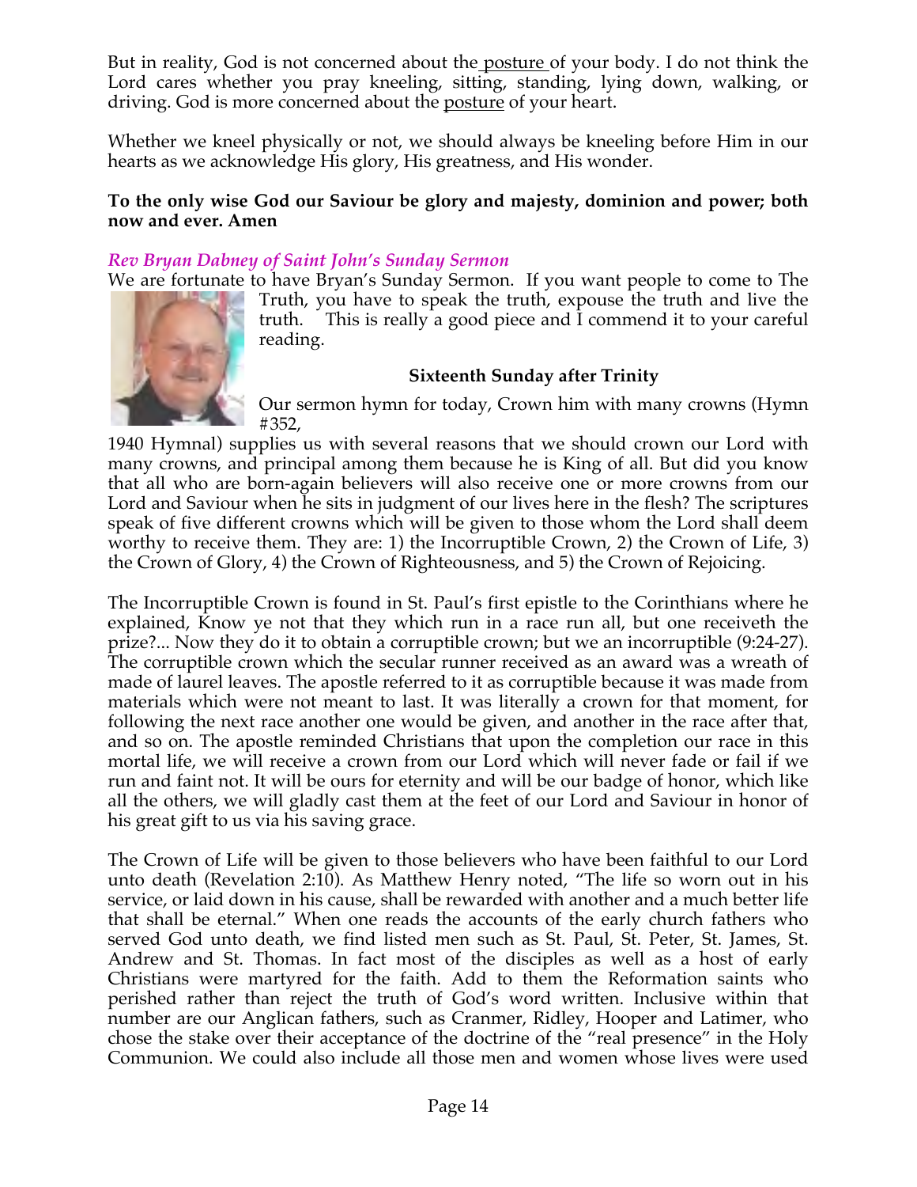But in reality, God is not concerned about the posture of your body. I do not think the Lord cares whether you pray kneeling, sitting, standing, lying down, walking, or driving. God is more concerned about the posture of your heart.

Whether we kneel physically or not, we should always be kneeling before Him in our hearts as we acknowledge His glory, His greatness, and His wonder.

**To the only wise God our Saviour be glory and majesty, dominion and power; both now and ever. Amen**

### *Rev Bryan Dabney of Saint John's Sunday Sermon*

We are fortunate to have Bryan's Sunday Sermon. If you want people to come to The Truth, you have to speak the truth, expouse the truth and live the truth. This is really a good piece and I commend it to your careful reading.

**Sixteenth Sunday after Trinity**

Our sermon hymn for today, Crown him with many crowns (Hymn #352, 1940 Hymnal) supplies us with several reasons that we should crown our Lord with many crowns, and principal among them because he is King of all. But did you know that all who are born-again believers will also receive one or more crowns from our Lord and Saviour when he sits in judgment of our lives here in the flesh? The scriptures speak of five different crowns which will be given to those whom the Lord shall deem worthy to receive them. They are: 1) the Incorruptible Crown, 2) the Crown of Life, 3) the Crown of Glory, 4) the Crown of Righteousness, and 5) the Crown of Rejoicing.

The Incorruptible Crown is found in St. Paul's first epistle to the Corinthians where he explained, Know ye not that they which run in a race run all, but one receiveth the prize?... Now they do it to obtain a corruptible crown; but we an incorruptible (9:24-27). The corruptible crown which the secular runner received as an award was a wreath of made of laurel leaves. The apostle referred to it as corruptible because it was made from materials which were not meant to last. It was literally a crown for that moment, for following the next race another one would be given, and another in the race after that, and so on. The apostle reminded Christians that upon the completion our race in this mortal life, we will receive a crown from our Lord which will never fade or fail if we run and faint not. It will be ours for eternity and will be our badge of honor, which like all the others, we will gladly cast them at the feet of our Lord and Saviour in honor of his great gift to us via his saving grace.

The Crown of Life will be given to those believers who have been faithful to our Lord unto death (Revelation 2:10). As Matthew Henry noted, "The life so worn out in his service, or laid down in his cause, shall be rewarded with another and a much better life that shall be eternal." When one reads the accounts of the early church fathers who served God unto death, we find listed men such as St. Paul, St. Peter, St. James, St. Andrew and St. Thomas. In fact most of the disciples as well as a host of early Christians were martyred for the faith. Add to them the Reformation saints who perished rather than reject the truth of God's word written. Inclusive within that number are our Anglican fathers, such as Cranmer, Ridley, Hooper and Latimer, who chose the stake over their acceptance of the doctrine of the "real presence" in the Holy Communion. We could also include all those men and women whose lives were used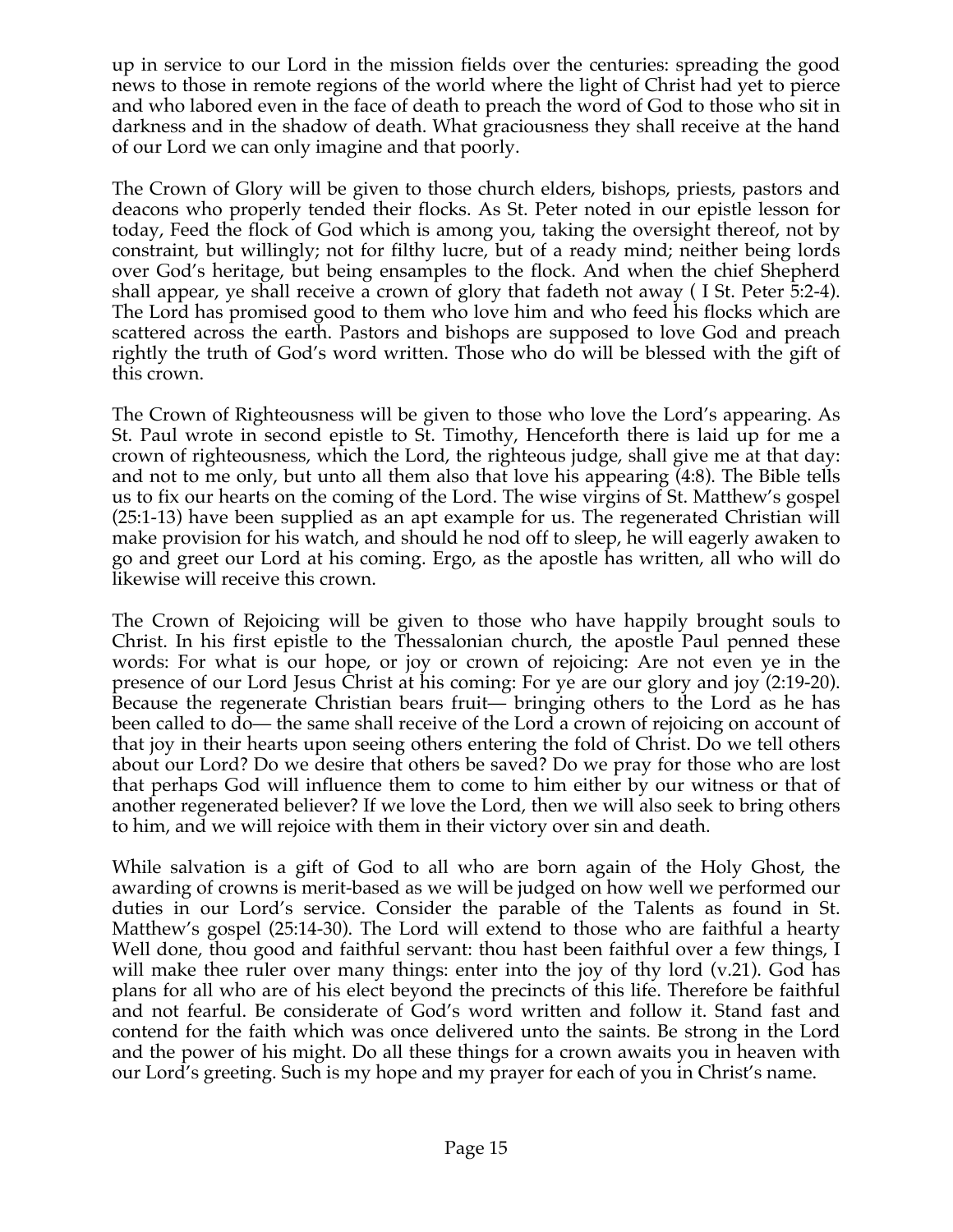up in service to our Lord in the mission fields over the centuries: spreading the good news to those in remote regions of the world where the light of Christ had yet to pierce and who labored even in the face of death to preach the word of God to those who sit in darkness and in the shadow of death. What graciousness they shall receive at the hand of our Lord we can only imagine and that poorly.

The Crown of Glory will be given to those church elders, bishops, priests, pastors and deacons who properly tended their flocks. As St. Peter noted in our epistle lesson for today, Feed the flock of God which is among you, taking the oversight thereof, not by constraint, but willingly; not for filthy lucre, but of a ready mind; neither being lords over God's heritage, but being ensamples to the flock. And when the chief Shepherd shall appear, ye shall receive a crown of glory that fadeth not away ( I St. Peter 5:2-4). The Lord has promised good to them who love him and who feed his flocks which are scattered across the earth. Pastors and bishops are supposed to love God and preach rightly the truth of God's word written. Those who do will be blessed with the gift of this crown.

The Crown of Righteousness will be given to those who love the Lord's appearing. As St. Paul wrote in second epistle to St. Timothy, Henceforth there is laid up for me a crown of righteousness, which the Lord, the righteous judge, shall give me at that day: and not to me only, but unto all them also that love his appearing (4:8). The Bible tells us to fix our hearts on the coming of the Lord. The wise virgins of St. Matthew's gospel (25:1-13) have been supplied as an apt example for us. The regenerated Christian will make provision for his watch, and should he nod off to sleep, he will eagerly awaken to go and greet our Lord at his coming. Ergo, as the apostle has written, all who will do likewise will receive this crown.

The Crown of Rejoicing will be given to those who have happily brought souls to Christ. In his first epistle to the Thessalonian church, the apostle Paul penned these words: For what is our hope, or joy or crown of rejoicing: Are not even ye in the presence of our Lord Jesus Christ at his coming: For ye are our glory and joy (2:19-20). Because the regenerate Christian bears fruit— bringing others to the Lord as he has been called to do— the same shall receive of the Lord a crown of rejoicing on account of that joy in their hearts upon seeing others entering the fold of Christ. Do we tell others about our Lord? Do we desire that others be saved? Do we pray for those who are lost that perhaps God will influence them to come to him either by our witness or that of another regenerated believer? If we love the Lord, then we will also seek to bring others to him, and we will rejoice with them in their victory over sin and death.

While salvation is a gift of God to all who are born again of the Holy Ghost, the awarding of crowns is merit-based as we will be judged on how well we performed our duties in our Lord's service. Consider the parable of the Talents as found in St. Matthew's gospel (25:14-30). The Lord will extend to those who are faithful a hearty Well done, thou good and faithful servant: thou hast been faithful over a few things, I will make thee ruler over many things: enter into the joy of thy lord (v.21). God has plans for all who are of his elect beyond the precincts of this life. Therefore be faithful and not fearful. Be considerate of God's word written and follow it. Stand fast and contend for the faith which was once delivered unto the saints. Be strong in the Lord and the power of his might. Do all these things for a crown awaits you in heaven with our Lord's greeting. Such is my hope and my prayer for each of you in Christ's name.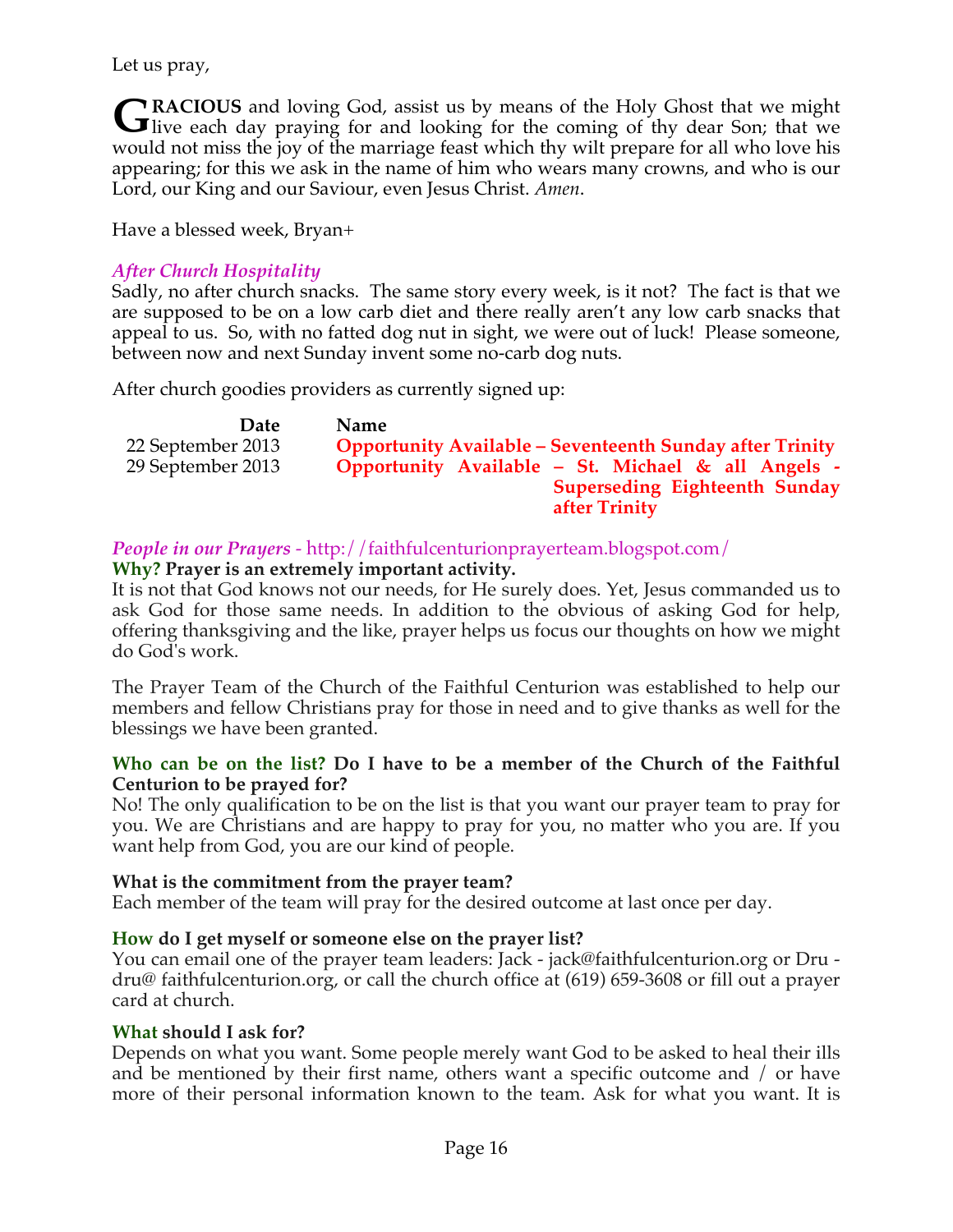Let us pray,

**GRACIOUS** and loving God, assist us by means of the Holy Ghost that we might live each day praying for and looking for the coming of thy dear Son; that we would not miss the joy of the marriage feast which thy wilt prepare for all who love his appearing; for this we ask in the name of him who wears many crowns, and who is our Lord, our King and our Saviour, even Jesus Christ. *Amen*.

Have a blessed week, Bryan+

### *After Church Hospitality*

Sadly, no after church snacks. The same story every week, is it not? The fact is that we are supposed to be on a low carb diet and there really aren't any low carb snacks that appeal to us. So, with no fatted dog nut in sight, we were out of luck! Please someone, between now and next Sunday invent some no-carb dog nuts.

After church goodies providers as currently signed up:

| Date | Name |
|---|---|
| 22 September 2013 | **Opportunity Available – Seventeenth Sunday after Trinity** |
| 29 September 2013 | **Opportunity Available – St. Michael & all Angels - Superseding Eighteenth Sunday after Trinity** |

### *People in our Prayers* - http://faithfulcenturionprayerteam.blogspot.com/

**Why? Prayer is an extremely important activity.**

It is not that God knows not our needs, for He surely does. Yet, Jesus commanded us to ask God for those same needs. In addition to the obvious of asking God for help, offering thanksgiving and the like, prayer helps us focus our thoughts on how we might do God's work.

The Prayer Team of the Church of the Faithful Centurion was established to help our members and fellow Christians pray for those in need and to give thanks as well for the blessings we have been granted.

**Who can be on the list? Do I have to be a member of the Church of the Faithful Centurion to be prayed for?**

No! The only qualification to be on the list is that you want our prayer team to pray for you. We are Christians and are happy to pray for you, no matter who you are. If you want help from God, you are our kind of people.

**What is the commitment from the prayer team?**

Each member of the team will pray for the desired outcome at last once per day.

**How do I get myself or someone else on the prayer list?**

You can email one of the prayer team leaders: Jack - jack@faithfulcenturion.org or Dru - dru@ faithfulcenturion.org, or call the church office at (619) 659-3608 or fill out a prayer card at church.

**What should I ask for?**

Depends on what you want. Some people merely want God to be asked to heal their ills and be mentioned by their first name, others want a specific outcome and / or have more of their personal information known to the team. Ask for what you want. It is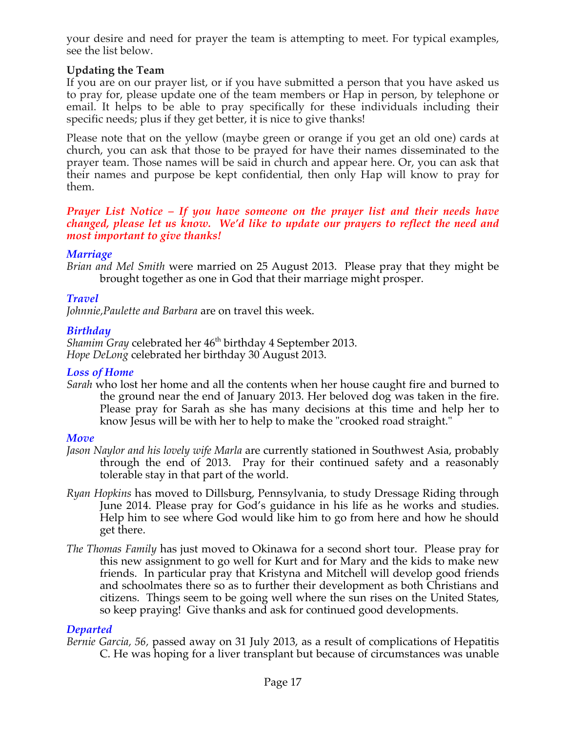your desire and need for prayer the team is attempting to meet. For typical examples, see the list below.

**Updating the Team**

If you are on our prayer list, or if you have submitted a person that you have asked us to pray for, please update one of the team members or Hap in person, by telephone or email. It helps to be able to pray specifically for these individuals including their specific needs; plus if they get better, it is nice to give thanks!

Please note that on the yellow (maybe green or orange if you get an old one) cards at church, you can ask that those to be prayed for have their names disseminated to the prayer team. Those names will be said in church and appear here. Or, you can ask that their names and purpose be kept confidential, then only Hap will know to pray for them.

***Prayer List Notice – If you have someone on the prayer list and their needs have changed, please let us know. We'd like to update our prayers to reflect the need and most important to give thanks!***

***Marriage***

*Brian and Mel Smith* were married on 25 August 2013. Please pray that they might be brought together as one in God that their marriage might prosper.

***Travel***

*Johnnie,Paulette and Barbara* are on travel this week.

***Birthday***

*Shamim Gray* celebrated her 46th birthday 4 September 2013.
*Hope DeLong* celebrated her birthday 30 August 2013.

***Loss of Home***

*Sarah* who lost her home and all the contents when her house caught fire and burned to the ground near the end of January 2013. Her beloved dog was taken in the fire. Please pray for Sarah as she has many decisions at this time and help her to know Jesus will be with her to help to make the "crooked road straight."

***Move***

*Jason Naylor and his lovely wife Marla* are currently stationed in Southwest Asia, probably through the end of 2013. Pray for their continued safety and a reasonably tolerable stay in that part of the world.

*Ryan Hopkins* has moved to Dillsburg, Pennsylvania, to study Dressage Riding through June 2014. Please pray for God's guidance in his life as he works and studies. Help him to see where God would like him to go from here and how he should get there.

*The Thomas Family* has just moved to Okinawa for a second short tour. Please pray for this new assignment to go well for Kurt and for Mary and the kids to make new friends. In particular pray that Kristyna and Mitchell will develop good friends and schoolmates there so as to further their development as both Christians and citizens. Things seem to be going well where the sun rises on the United States, so keep praying! Give thanks and ask for continued good developments.

***Departed***

*Bernie Garcia, 56,* passed away on 31 July 2013, as a result of complications of Hepatitis C. He was hoping for a liver transplant but because of circumstances was unable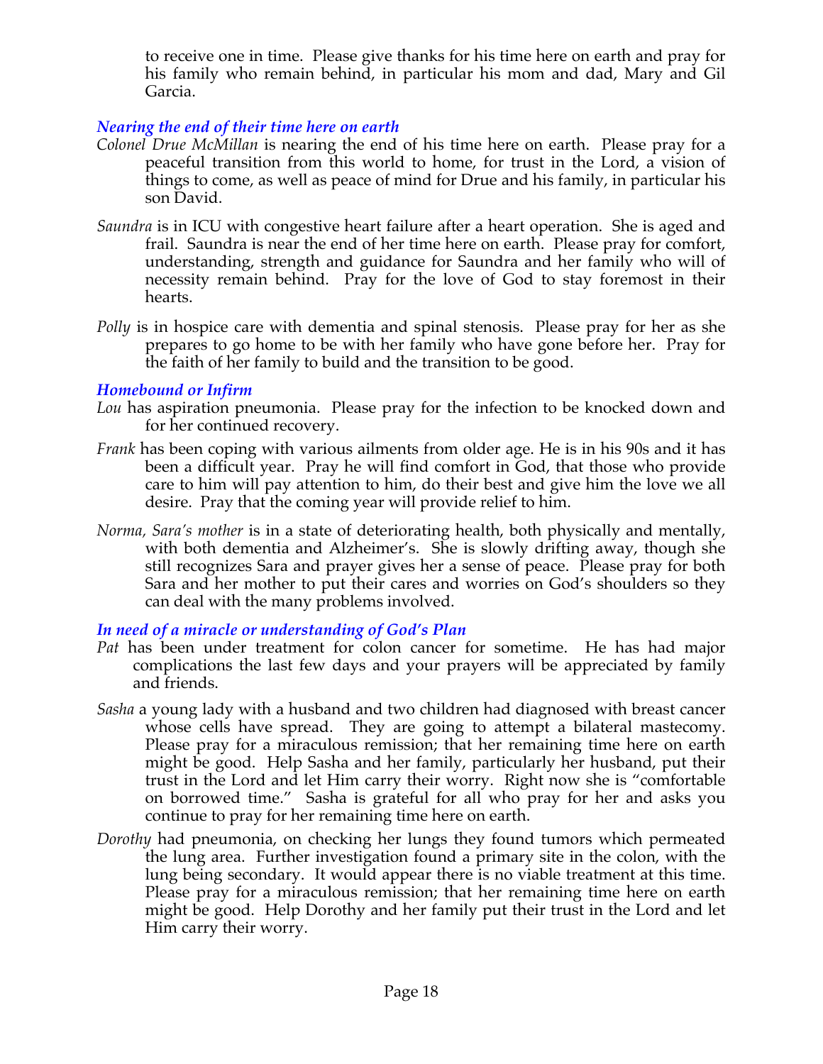to receive one in time. Please give thanks for his time here on earth and pray for his family who remain behind, in particular his mom and dad, Mary and Gil Garcia.

### *Nearing the end of their time here on earth*

*Colonel Drue McMillan* is nearing the end of his time here on earth. Please pray for a peaceful transition from this world to home, for trust in the Lord, a vision of things to come, as well as peace of mind for Drue and his family, in particular his son David.

*Saundra* is in ICU with congestive heart failure after a heart operation. She is aged and frail. Saundra is near the end of her time here on earth. Please pray for comfort, understanding, strength and guidance for Saundra and her family who will of necessity remain behind. Pray for the love of God to stay foremost in their hearts.

*Polly* is in hospice care with dementia and spinal stenosis. Please pray for her as she prepares to go home to be with her family who have gone before her. Pray for the faith of her family to build and the transition to be good.

### *Homebound or Infirm*

*Lou* has aspiration pneumonia. Please pray for the infection to be knocked down and for her continued recovery.

*Frank* has been coping with various ailments from older age. He is in his 90s and it has been a difficult year. Pray he will find comfort in God, that those who provide care to him will pay attention to him, do their best and give him the love we all desire. Pray that the coming year will provide relief to him.

*Norma, Sara's mother* is in a state of deteriorating health, both physically and mentally, with both dementia and Alzheimer's. She is slowly drifting away, though she still recognizes Sara and prayer gives her a sense of peace. Please pray for both Sara and her mother to put their cares and worries on God's shoulders so they can deal with the many problems involved.

### *In need of a miracle or understanding of God's Plan*

*Pat* has been under treatment for colon cancer for sometime. He has had major complications the last few days and your prayers will be appreciated by family and friends.

*Sasha* a young lady with a husband and two children had diagnosed with breast cancer whose cells have spread. They are going to attempt a bilateral mastecomy. Please pray for a miraculous remission; that her remaining time here on earth might be good. Help Sasha and her family, particularly her husband, put their trust in the Lord and let Him carry their worry. Right now she is "comfortable on borrowed time." Sasha is grateful for all who pray for her and asks you continue to pray for her remaining time here on earth.

*Dorothy* had pneumonia, on checking her lungs they found tumors which permeated the lung area. Further investigation found a primary site in the colon, with the lung being secondary. It would appear there is no viable treatment at this time. Please pray for a miraculous remission; that her remaining time here on earth might be good. Help Dorothy and her family put their trust in the Lord and let Him carry their worry.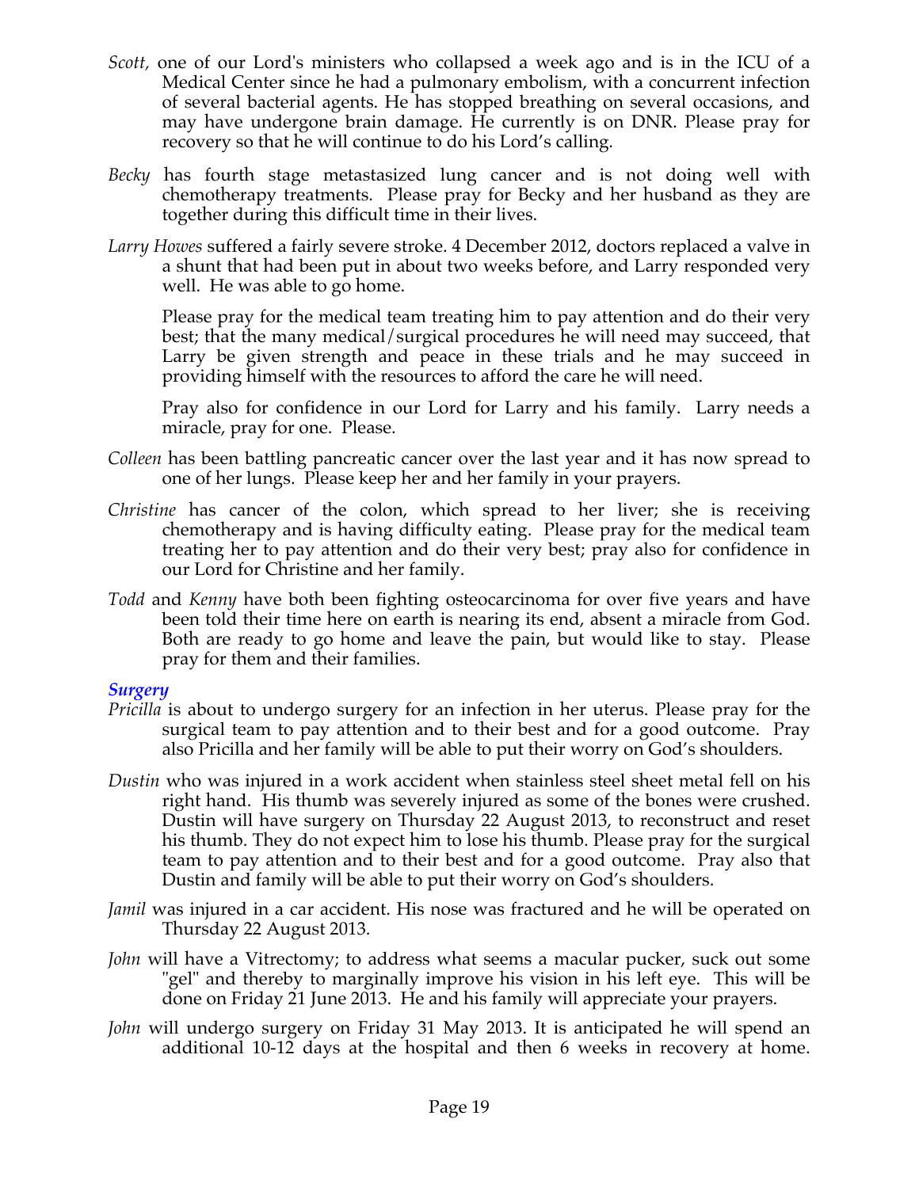*Scott*, one of our Lord's ministers who collapsed a week ago and is in the ICU of a Medical Center since he had a pulmonary embolism, with a concurrent infection of several bacterial agents. He has stopped breathing on several occasions, and may have undergone brain damage. He currently is on DNR. Please pray for recovery so that he will continue to do his Lord's calling.

*Becky* has fourth stage metastasized lung cancer and is not doing well with chemotherapy treatments. Please pray for Becky and her husband as they are together during this difficult time in their lives.

*Larry Howes* suffered a fairly severe stroke. 4 December 2012, doctors replaced a valve in a shunt that had been put in about two weeks before, and Larry responded very well. He was able to go home.

Please pray for the medical team treating him to pay attention and do their very best; that the many medical/surgical procedures he will need may succeed, that Larry be given strength and peace in these trials and he may succeed in providing himself with the resources to afford the care he will need.

Pray also for confidence in our Lord for Larry and his family. Larry needs a miracle, pray for one. Please.

*Colleen* has been battling pancreatic cancer over the last year and it has now spread to one of her lungs. Please keep her and her family in your prayers.

*Christine* has cancer of the colon, which spread to her liver; she is receiving chemotherapy and is having difficulty eating. Please pray for the medical team treating her to pay attention and do their very best; pray also for confidence in our Lord for Christine and her family.

*Todd* and *Kenny* have both been fighting osteocarcinoma for over five years and have been told their time here on earth is nearing its end, absent a miracle from God. Both are ready to go home and leave the pain, but would like to stay. Please pray for them and their families.

### *Surgery*

*Pricilla* is about to undergo surgery for an infection in her uterus. Please pray for the surgical team to pay attention and to their best and for a good outcome. Pray also Pricilla and her family will be able to put their worry on God's shoulders.

*Dustin* who was injured in a work accident when stainless steel sheet metal fell on his right hand. His thumb was severely injured as some of the bones were crushed. Dustin will have surgery on Thursday 22 August 2013, to reconstruct and reset his thumb. They do not expect him to lose his thumb. Please pray for the surgical team to pay attention and to their best and for a good outcome. Pray also that Dustin and family will be able to put their worry on God's shoulders.

*Jamil* was injured in a car accident. His nose was fractured and he will be operated on Thursday 22 August 2013.

*John* will have a Vitrectomy; to address what seems a macular pucker, suck out some "gel" and thereby to marginally improve his vision in his left eye. This will be done on Friday 21 June 2013. He and his family will appreciate your prayers.

*John* will undergo surgery on Friday 31 May 2013. It is anticipated he will spend an additional 10-12 days at the hospital and then 6 weeks in recovery at home.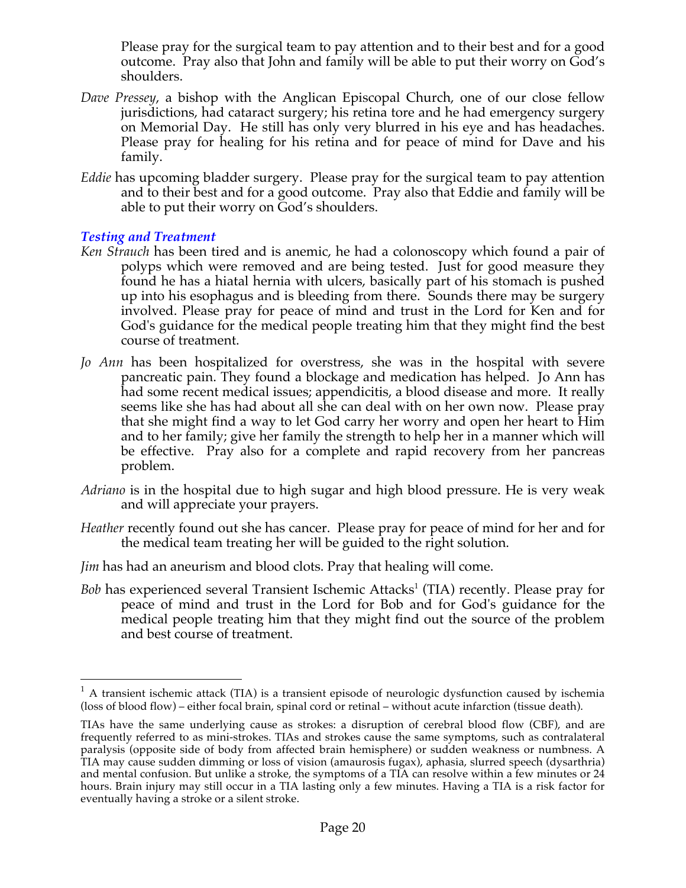Please pray for the surgical team to pay attention and to their best and for a good outcome. Pray also that John and family will be able to put their worry on God's shoulders.

*Dave Pressey*, a bishop with the Anglican Episcopal Church, one of our close fellow jurisdictions, had cataract surgery; his retina tore and he had emergency surgery on Memorial Day. He still has only very blurred in his eye and has headaches. Please pray for healing for his retina and for peace of mind for Dave and his family.

*Eddie* has upcoming bladder surgery. Please pray for the surgical team to pay attention and to their best and for a good outcome. Pray also that Eddie and family will be able to put their worry on God's shoulders.

### *Testing and Treatment*

*Ken Strauch* has been tired and is anemic, he had a colonoscopy which found a pair of polyps which were removed and are being tested. Just for good measure they found he has a hiatal hernia with ulcers, basically part of his stomach is pushed up into his esophagus and is bleeding from there. Sounds there may be surgery involved. Please pray for peace of mind and trust in the Lord for Ken and for God's guidance for the medical people treating him that they might find the best course of treatment.

*Jo Ann* has been hospitalized for overstress, she was in the hospital with severe pancreatic pain. They found a blockage and medication has helped. Jo Ann has had some recent medical issues; appendicitis, a blood disease and more. It really seems like she has had about all she can deal with on her own now. Please pray that she might find a way to let God carry her worry and open her heart to Him and to her family; give her family the strength to help her in a manner which will be effective. Pray also for a complete and rapid recovery from her pancreas problem.

*Adriano* is in the hospital due to high sugar and high blood pressure. He is very weak and will appreciate your prayers.

*Heather* recently found out she has cancer. Please pray for peace of mind for her and for the medical team treating her will be guided to the right solution.

*Jim* has had an aneurism and blood clots. Pray that healing will come.

*Bob* has experienced several Transient Ischemic Attacks[1] (TIA) recently. Please pray for peace of mind and trust in the Lord for Bob and for God's guidance for the medical people treating him that they might find out the source of the problem and best course of treatment.

---

[1] A transient ischemic attack (TIA) is a transient episode of neurologic dysfunction caused by ischemia (loss of blood flow) – either focal brain, spinal cord or retinal – without acute infarction (tissue death).

TIAs have the same underlying cause as strokes: a disruption of cerebral blood flow (CBF), and are frequently referred to as mini-strokes. TIAs and strokes cause the same symptoms, such as contralateral paralysis (opposite side of body from affected brain hemisphere) or sudden weakness or numbness. A TIA may cause sudden dimming or loss of vision (amaurosis fugax), aphasia, slurred speech (dysarthria) and mental confusion. But unlike a stroke, the symptoms of a TIA can resolve within a few minutes or 24 hours. Brain injury may still occur in a TIA lasting only a few minutes. Having a TIA is a risk factor for eventually having a stroke or a silent stroke.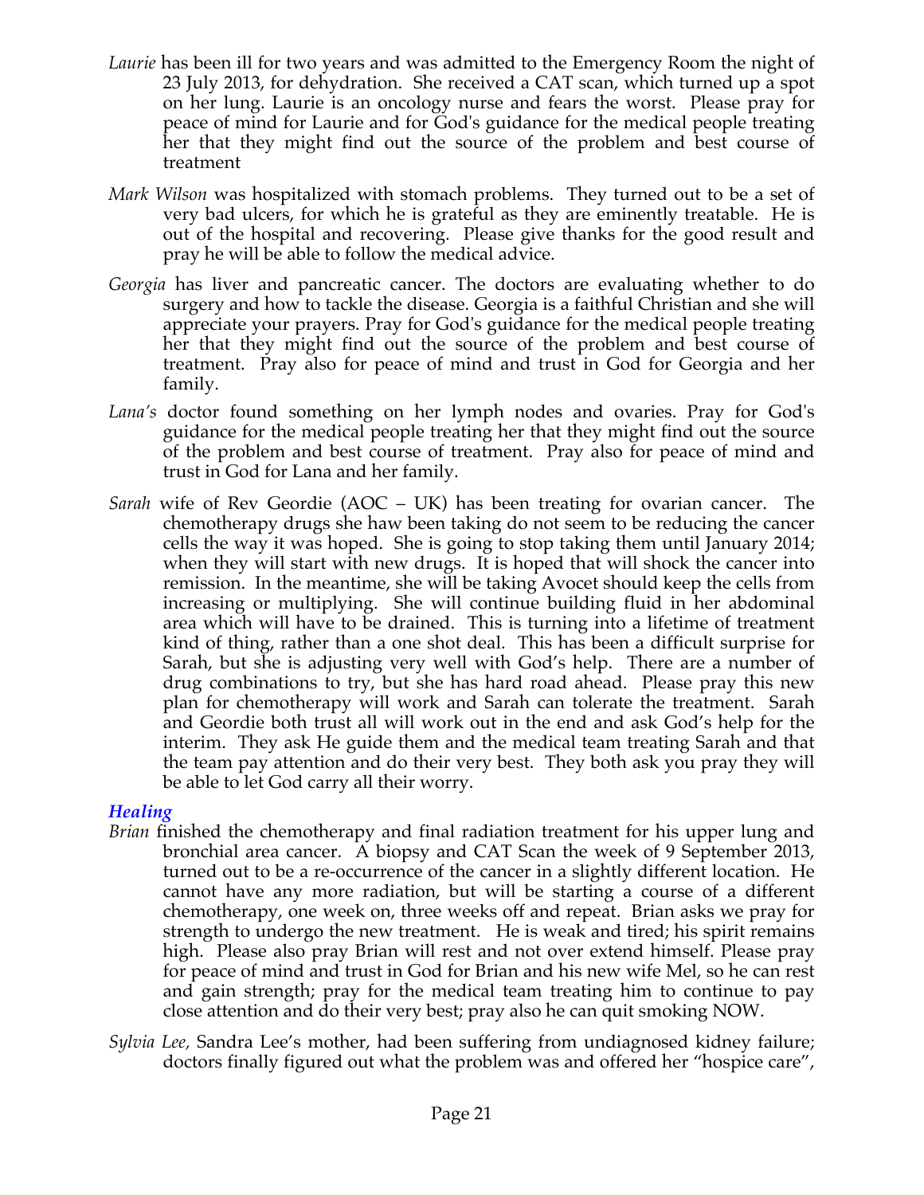*Laurie* has been ill for two years and was admitted to the Emergency Room the night of 23 July 2013, for dehydration. She received a CAT scan, which turned up a spot on her lung. Laurie is an oncology nurse and fears the worst. Please pray for peace of mind for Laurie and for God's guidance for the medical people treating her that they might find out the source of the problem and best course of treatment

*Mark Wilson* was hospitalized with stomach problems. They turned out to be a set of very bad ulcers, for which he is grateful as they are eminently treatable. He is out of the hospital and recovering. Please give thanks for the good result and pray he will be able to follow the medical advice.

*Georgia* has liver and pancreatic cancer. The doctors are evaluating whether to do surgery and how to tackle the disease. Georgia is a faithful Christian and she will appreciate your prayers. Pray for God's guidance for the medical people treating her that they might find out the source of the problem and best course of treatment. Pray also for peace of mind and trust in God for Georgia and her family.

*Lana's* doctor found something on her lymph nodes and ovaries. Pray for God's guidance for the medical people treating her that they might find out the source of the problem and best course of treatment. Pray also for peace of mind and trust in God for Lana and her family.

*Sarah* wife of Rev Geordie (AOC – UK) has been treating for ovarian cancer. The chemotherapy drugs she haw been taking do not seem to be reducing the cancer cells the way it was hoped. She is going to stop taking them until January 2014; when they will start with new drugs. It is hoped that will shock the cancer into remission. In the meantime, she will be taking Avocet should keep the cells from increasing or multiplying. She will continue building fluid in her abdominal area which will have to be drained. This is turning into a lifetime of treatment kind of thing, rather than a one shot deal. This has been a difficult surprise for Sarah, but she is adjusting very well with God's help. There are a number of drug combinations to try, but she has hard road ahead. Please pray this new plan for chemotherapy will work and Sarah can tolerate the treatment. Sarah and Geordie both trust all will work out in the end and ask God's help for the interim. They ask He guide them and the medical team treating Sarah and that the team pay attention and do their very best. They both ask you pray they will be able to let God carry all their worry.

### *Healing*

*Brian* finished the chemotherapy and final radiation treatment for his upper lung and bronchial area cancer. A biopsy and CAT Scan the week of 9 September 2013, turned out to be a re-occurrence of the cancer in a slightly different location. He cannot have any more radiation, but will be starting a course of a different chemotherapy, one week on, three weeks off and repeat. Brian asks we pray for strength to undergo the new treatment. He is weak and tired; his spirit remains high. Please also pray Brian will rest and not over extend himself. Please pray for peace of mind and trust in God for Brian and his new wife Mel, so he can rest and gain strength; pray for the medical team treating him to continue to pay close attention and do their very best; pray also he can quit smoking NOW.

*Sylvia Lee,* Sandra Lee's mother, had been suffering from undiagnosed kidney failure; doctors finally figured out what the problem was and offered her "hospice care",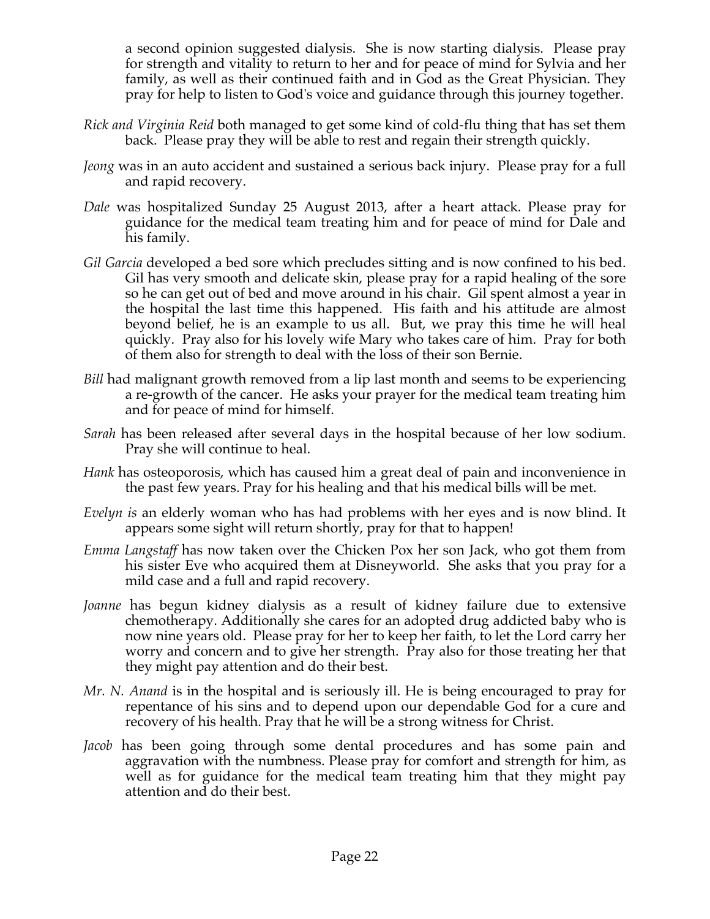a second opinion suggested dialysis. She is now starting dialysis. Please pray for strength and vitality to return to her and for peace of mind for Sylvia and her family, as well as their continued faith and in God as the Great Physician. They pray for help to listen to God's voice and guidance through this journey together.

*Rick and Virginia Reid* both managed to get some kind of cold-flu thing that has set them back. Please pray they will be able to rest and regain their strength quickly.

*Jeong* was in an auto accident and sustained a serious back injury. Please pray for a full and rapid recovery.

*Dale* was hospitalized Sunday 25 August 2013, after a heart attack. Please pray for guidance for the medical team treating him and for peace of mind for Dale and his family.

*Gil Garcia* developed a bed sore which precludes sitting and is now confined to his bed. Gil has very smooth and delicate skin, please pray for a rapid healing of the sore so he can get out of bed and move around in his chair. Gil spent almost a year in the hospital the last time this happened. His faith and his attitude are almost beyond belief, he is an example to us all. But, we pray this time he will heal quickly. Pray also for his lovely wife Mary who takes care of him. Pray for both of them also for strength to deal with the loss of their son Bernie.

*Bill* had malignant growth removed from a lip last month and seems to be experiencing a re-growth of the cancer. He asks your prayer for the medical team treating him and for peace of mind for himself.

*Sarah* has been released after several days in the hospital because of her low sodium. Pray she will continue to heal.

*Hank* has osteoporosis, which has caused him a great deal of pain and inconvenience in the past few years. Pray for his healing and that his medical bills will be met.

*Evelyn is* an elderly woman who has had problems with her eyes and is now blind. It appears some sight will return shortly, pray for that to happen!

*Emma Langstaff* has now taken over the Chicken Pox her son Jack, who got them from his sister Eve who acquired them at Disneyworld. She asks that you pray for a mild case and a full and rapid recovery.

*Joanne* has begun kidney dialysis as a result of kidney failure due to extensive chemotherapy. Additionally she cares for an adopted drug addicted baby who is now nine years old. Please pray for her to keep her faith, to let the Lord carry her worry and concern and to give her strength. Pray also for those treating her that they might pay attention and do their best.

*Mr. N. Anand* is in the hospital and is seriously ill. He is being encouraged to pray for repentance of his sins and to depend upon our dependable God for a cure and recovery of his health. Pray that he will be a strong witness for Christ.

*Jacob* has been going through some dental procedures and has some pain and aggravation with the numbness. Please pray for comfort and strength for him, as well as for guidance for the medical team treating him that they might pay attention and do their best.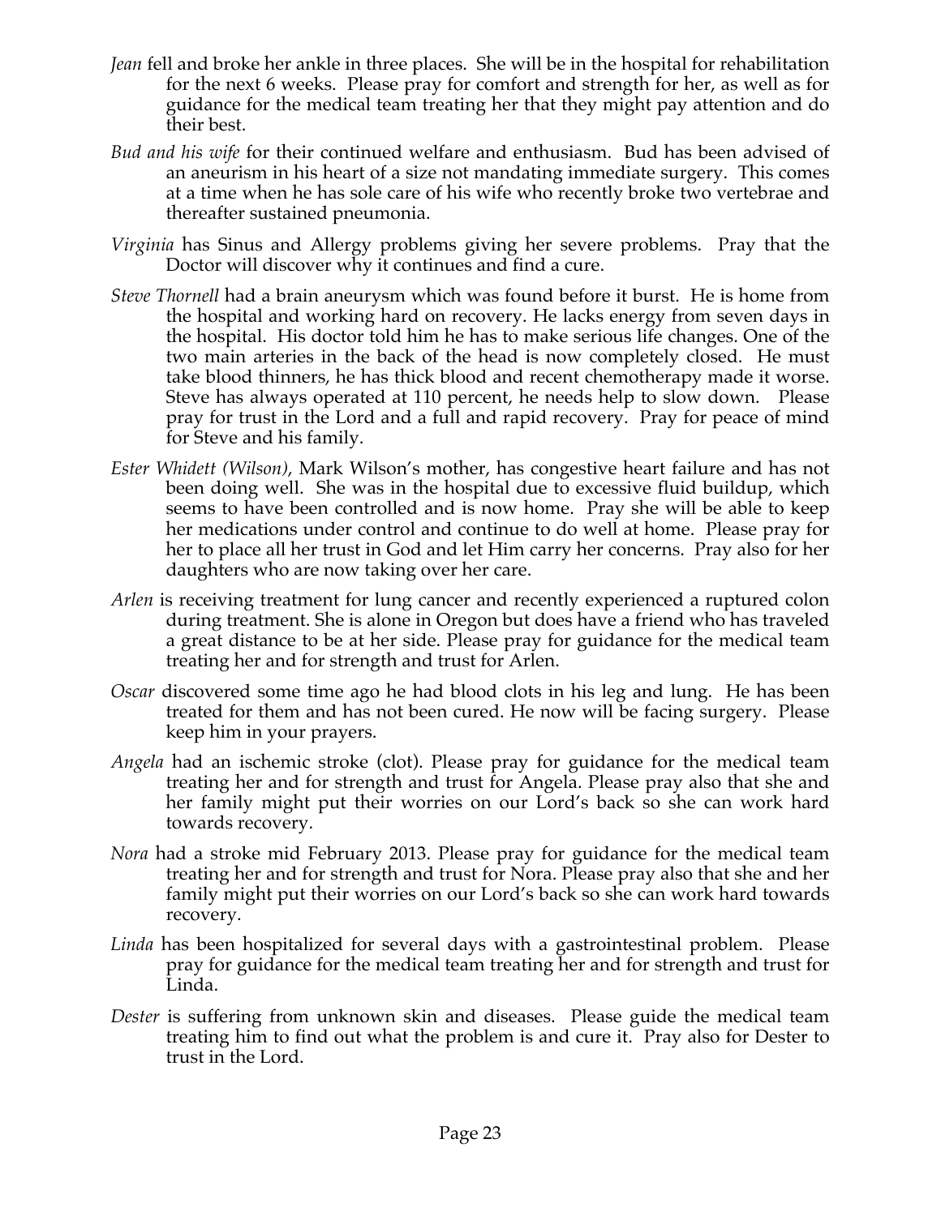*Jean* fell and broke her ankle in three places. She will be in the hospital for rehabilitation for the next 6 weeks. Please pray for comfort and strength for her, as well as for guidance for the medical team treating her that they might pay attention and do their best.

*Bud and his wife* for their continued welfare and enthusiasm. Bud has been advised of an aneurism in his heart of a size not mandating immediate surgery. This comes at a time when he has sole care of his wife who recently broke two vertebrae and thereafter sustained pneumonia.

*Virginia* has Sinus and Allergy problems giving her severe problems. Pray that the Doctor will discover why it continues and find a cure.

*Steve Thornell* had a brain aneurysm which was found before it burst. He is home from the hospital and working hard on recovery. He lacks energy from seven days in the hospital. His doctor told him he has to make serious life changes. One of the two main arteries in the back of the head is now completely closed. He must take blood thinners, he has thick blood and recent chemotherapy made it worse. Steve has always operated at 110 percent, he needs help to slow down. Please pray for trust in the Lord and a full and rapid recovery. Pray for peace of mind for Steve and his family.

*Ester Whidett (Wilson)*, Mark Wilson's mother, has congestive heart failure and has not been doing well. She was in the hospital due to excessive fluid buildup, which seems to have been controlled and is now home. Pray she will be able to keep her medications under control and continue to do well at home. Please pray for her to place all her trust in God and let Him carry her concerns. Pray also for her daughters who are now taking over her care.

*Arlen* is receiving treatment for lung cancer and recently experienced a ruptured colon during treatment. She is alone in Oregon but does have a friend who has traveled a great distance to be at her side. Please pray for guidance for the medical team treating her and for strength and trust for Arlen.

*Oscar* discovered some time ago he had blood clots in his leg and lung. He has been treated for them and has not been cured. He now will be facing surgery. Please keep him in your prayers.

*Angela* had an ischemic stroke (clot). Please pray for guidance for the medical team treating her and for strength and trust for Angela. Please pray also that she and her family might put their worries on our Lord's back so she can work hard towards recovery.

*Nora* had a stroke mid February 2013. Please pray for guidance for the medical team treating her and for strength and trust for Nora. Please pray also that she and her family might put their worries on our Lord's back so she can work hard towards recovery.

*Linda* has been hospitalized for several days with a gastrointestinal problem. Please pray for guidance for the medical team treating her and for strength and trust for Linda.

*Dester* is suffering from unknown skin and diseases. Please guide the medical team treating him to find out what the problem is and cure it. Pray also for Dester to trust in the Lord.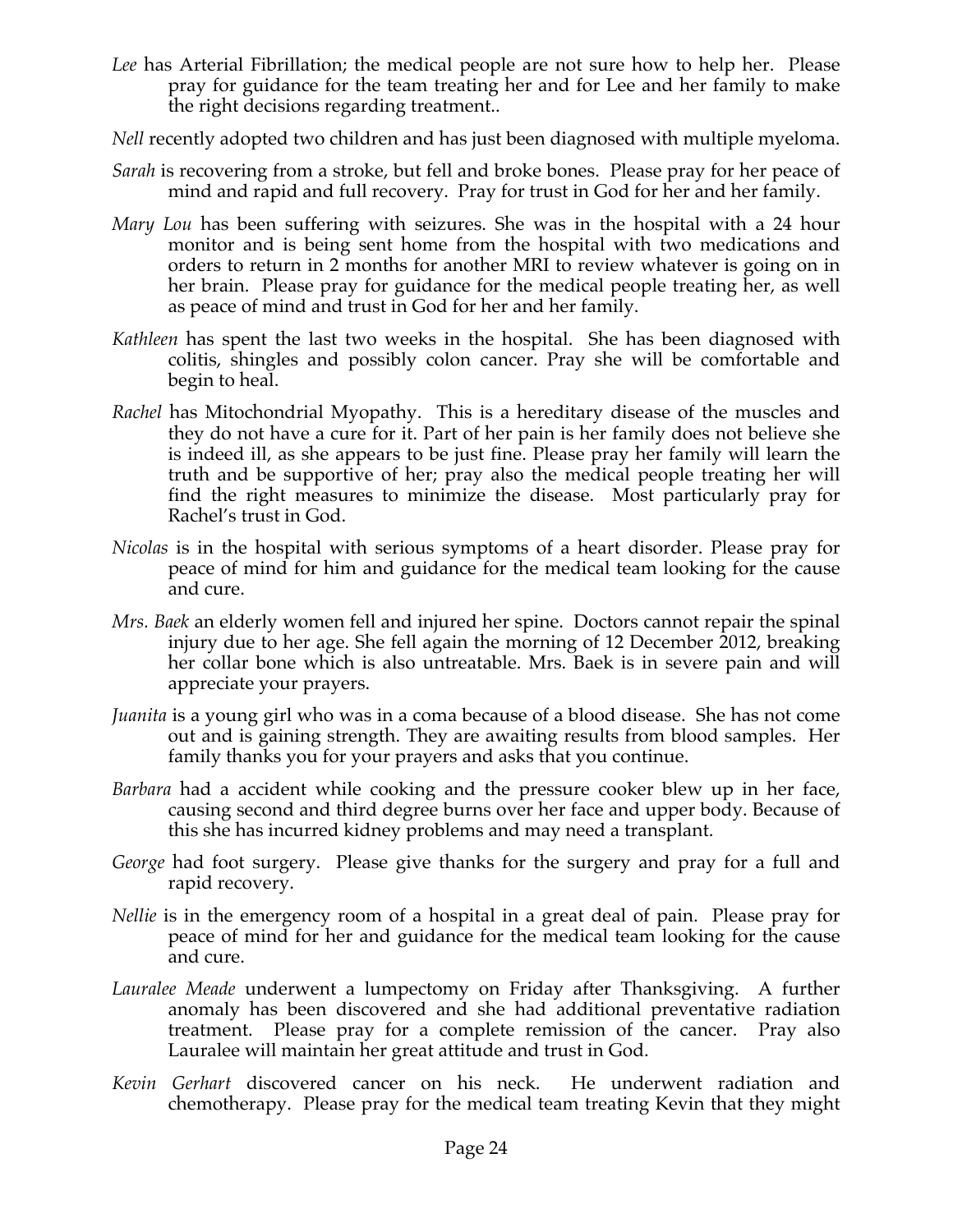*Lee* has Arterial Fibrillation; the medical people are not sure how to help her. Please pray for guidance for the team treating her and for Lee and her family to make the right decisions regarding treatment..

*Nell* recently adopted two children and has just been diagnosed with multiple myeloma.

*Sarah* is recovering from a stroke, but fell and broke bones. Please pray for her peace of mind and rapid and full recovery. Pray for trust in God for her and her family.

*Mary Lou* has been suffering with seizures. She was in the hospital with a 24 hour monitor and is being sent home from the hospital with two medications and orders to return in 2 months for another MRI to review whatever is going on in her brain. Please pray for guidance for the medical people treating her, as well as peace of mind and trust in God for her and her family.

*Kathleen* has spent the last two weeks in the hospital. She has been diagnosed with colitis, shingles and possibly colon cancer. Pray she will be comfortable and begin to heal.

*Rachel* has Mitochondrial Myopathy. This is a hereditary disease of the muscles and they do not have a cure for it. Part of her pain is her family does not believe she is indeed ill, as she appears to be just fine. Please pray her family will learn the truth and be supportive of her; pray also the medical people treating her will find the right measures to minimize the disease. Most particularly pray for Rachel's trust in God.

*Nicolas* is in the hospital with serious symptoms of a heart disorder. Please pray for peace of mind for him and guidance for the medical team looking for the cause and cure.

*Mrs. Baek* an elderly women fell and injured her spine. Doctors cannot repair the spinal injury due to her age. She fell again the morning of 12 December 2012, breaking her collar bone which is also untreatable. Mrs. Baek is in severe pain and will appreciate your prayers.

*Juanita* is a young girl who was in a coma because of a blood disease. She has not come out and is gaining strength. They are awaiting results from blood samples. Her family thanks you for your prayers and asks that you continue.

*Barbara* had a accident while cooking and the pressure cooker blew up in her face, causing second and third degree burns over her face and upper body. Because of this she has incurred kidney problems and may need a transplant.

*George* had foot surgery. Please give thanks for the surgery and pray for a full and rapid recovery.

*Nellie* is in the emergency room of a hospital in a great deal of pain. Please pray for peace of mind for her and guidance for the medical team looking for the cause and cure.

*Lauralee Meade* underwent a lumpectomy on Friday after Thanksgiving. A further anomaly has been discovered and she had additional preventative radiation treatment. Please pray for a complete remission of the cancer. Pray also Lauralee will maintain her great attitude and trust in God.

*Kevin Gerhart* discovered cancer on his neck. He underwent radiation and chemotherapy. Please pray for the medical team treating Kevin that they might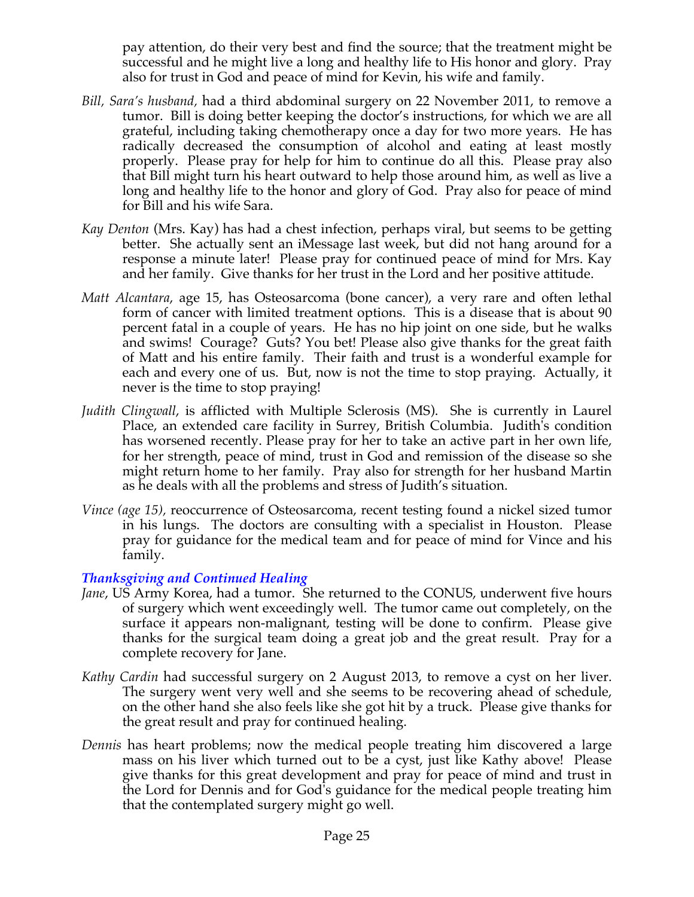pay attention, do their very best and find the source; that the treatment might be successful and he might live a long and healthy life to His honor and glory. Pray also for trust in God and peace of mind for Kevin, his wife and family.

*Bill, Sara's husband,* had a third abdominal surgery on 22 November 2011, to remove a tumor. Bill is doing better keeping the doctor's instructions, for which we are all grateful, including taking chemotherapy once a day for two more years. He has radically decreased the consumption of alcohol and eating at least mostly properly. Please pray for help for him to continue do all this. Please pray also that Bill might turn his heart outward to help those around him, as well as live a long and healthy life to the honor and glory of God. Pray also for peace of mind for Bill and his wife Sara.

*Kay Denton* (Mrs. Kay) has had a chest infection, perhaps viral, but seems to be getting better. She actually sent an iMessage last week, but did not hang around for a response a minute later! Please pray for continued peace of mind for Mrs. Kay and her family. Give thanks for her trust in the Lord and her positive attitude.

*Matt Alcantara*, age 15, has Osteosarcoma (bone cancer), a very rare and often lethal form of cancer with limited treatment options. This is a disease that is about 90 percent fatal in a couple of years. He has no hip joint on one side, but he walks and swims! Courage? Guts? You bet! Please also give thanks for the great faith of Matt and his entire family. Their faith and trust is a wonderful example for each and every one of us. But, now is not the time to stop praying. Actually, it never is the time to stop praying!

*Judith Clingwall*, is afflicted with Multiple Sclerosis (MS). She is currently in Laurel Place, an extended care facility in Surrey, British Columbia. Judith's condition has worsened recently. Please pray for her to take an active part in her own life, for her strength, peace of mind, trust in God and remission of the disease so she might return home to her family. Pray also for strength for her husband Martin as he deals with all the problems and stress of Judith's situation.

*Vince (age 15),* reoccurrence of Osteosarcoma, recent testing found a nickel sized tumor in his lungs. The doctors are consulting with a specialist in Houston. Please pray for guidance for the medical team and for peace of mind for Vince and his family.

### *Thanksgiving and Continued Healing*

*Jane*, US Army Korea, had a tumor. She returned to the CONUS, underwent five hours of surgery which went exceedingly well. The tumor came out completely, on the surface it appears non-malignant, testing will be done to confirm. Please give thanks for the surgical team doing a great job and the great result. Pray for a complete recovery for Jane.

*Kathy Cardin* had successful surgery on 2 August 2013, to remove a cyst on her liver. The surgery went very well and she seems to be recovering ahead of schedule, on the other hand she also feels like she got hit by a truck. Please give thanks for the great result and pray for continued healing.

*Dennis* has heart problems; now the medical people treating him discovered a large mass on his liver which turned out to be a cyst, just like Kathy above! Please give thanks for this great development and pray for peace of mind and trust in the Lord for Dennis and for God's guidance for the medical people treating him that the contemplated surgery might go well.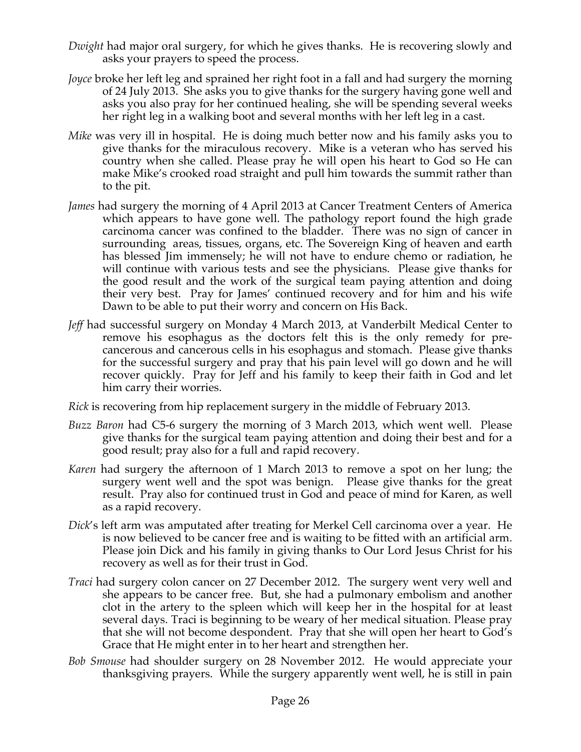*Dwight* had major oral surgery, for which he gives thanks. He is recovering slowly and asks your prayers to speed the process.

*Joyce* broke her left leg and sprained her right foot in a fall and had surgery the morning of 24 July 2013. She asks you to give thanks for the surgery having gone well and asks you also pray for her continued healing, she will be spending several weeks her right leg in a walking boot and several months with her left leg in a cast.

*Mike* was very ill in hospital. He is doing much better now and his family asks you to give thanks for the miraculous recovery. Mike is a veteran who has served his country when she called. Please pray he will open his heart to God so He can make Mike's crooked road straight and pull him towards the summit rather than to the pit.

*James* had surgery the morning of 4 April 2013 at Cancer Treatment Centers of America which appears to have gone well. The pathology report found the high grade carcinoma cancer was confined to the bladder. There was no sign of cancer in surrounding areas, tissues, organs, etc. The Sovereign King of heaven and earth has blessed Jim immensely; he will not have to endure chemo or radiation, he will continue with various tests and see the physicians. Please give thanks for the good result and the work of the surgical team paying attention and doing their very best. Pray for James' continued recovery and for him and his wife Dawn to be able to put their worry and concern on His Back.

*Jeff* had successful surgery on Monday 4 March 2013, at Vanderbilt Medical Center to remove his esophagus as the doctors felt this is the only remedy for pre-cancerous and cancerous cells in his esophagus and stomach. Please give thanks for the successful surgery and pray that his pain level will go down and he will recover quickly. Pray for Jeff and his family to keep their faith in God and let him carry their worries.

*Rick* is recovering from hip replacement surgery in the middle of February 2013.

*Buzz Baron* had C5-6 surgery the morning of 3 March 2013, which went well. Please give thanks for the surgical team paying attention and doing their best and for a good result; pray also for a full and rapid recovery.

*Karen* had surgery the afternoon of 1 March 2013 to remove a spot on her lung; the surgery went well and the spot was benign. Please give thanks for the great result. Pray also for continued trust in God and peace of mind for Karen, as well as a rapid recovery.

*Dick*'s left arm was amputated after treating for Merkel Cell carcinoma over a year. He is now believed to be cancer free and is waiting to be fitted with an artificial arm. Please join Dick and his family in giving thanks to Our Lord Jesus Christ for his recovery as well as for their trust in God.

*Traci* had surgery colon cancer on 27 December 2012. The surgery went very well and she appears to be cancer free. But, she had a pulmonary embolism and another clot in the artery to the spleen which will keep her in the hospital for at least several days. Traci is beginning to be weary of her medical situation. Please pray that she will not become despondent. Pray that she will open her heart to God's Grace that He might enter in to her heart and strengthen her.

*Bob Smouse* had shoulder surgery on 28 November 2012. He would appreciate your thanksgiving prayers. While the surgery apparently went well, he is still in pain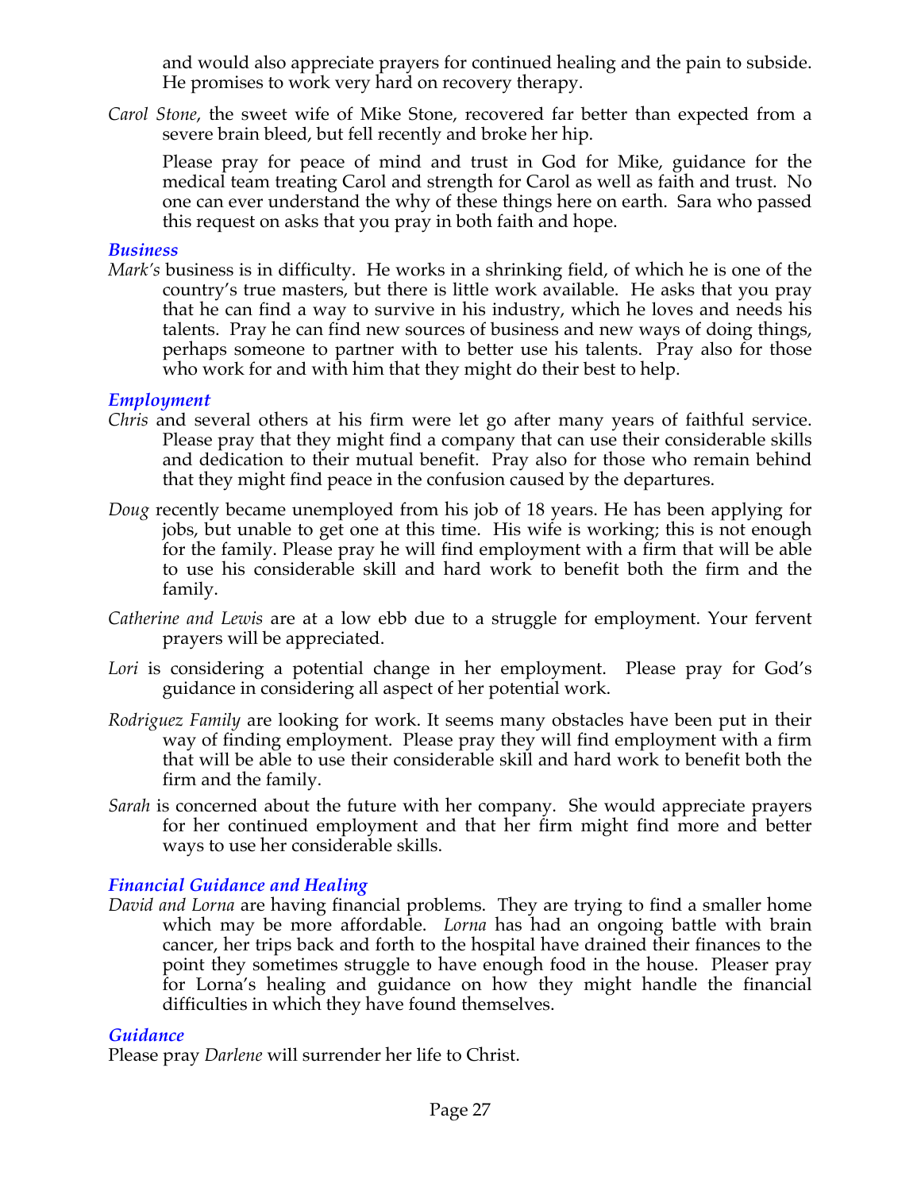and would also appreciate prayers for continued healing and the pain to subside. He promises to work very hard on recovery therapy.

*Carol Stone*, the sweet wife of Mike Stone, recovered far better than expected from a severe brain bleed, but fell recently and broke her hip.

Please pray for peace of mind and trust in God for Mike, guidance for the medical team treating Carol and strength for Carol as well as faith and trust. No one can ever understand the why of these things here on earth. Sara who passed this request on asks that you pray in both faith and hope.

### *Business*

*Mark's* business is in difficulty. He works in a shrinking field, of which he is one of the country's true masters, but there is little work available. He asks that you pray that he can find a way to survive in his industry, which he loves and needs his talents. Pray he can find new sources of business and new ways of doing things, perhaps someone to partner with to better use his talents. Pray also for those who work for and with him that they might do their best to help.

### *Employment*

*Chris* and several others at his firm were let go after many years of faithful service. Please pray that they might find a company that can use their considerable skills and dedication to their mutual benefit. Pray also for those who remain behind that they might find peace in the confusion caused by the departures.

*Doug* recently became unemployed from his job of 18 years. He has been applying for jobs, but unable to get one at this time. His wife is working; this is not enough for the family. Please pray he will find employment with a firm that will be able to use his considerable skill and hard work to benefit both the firm and the family.

*Catherine and Lewis* are at a low ebb due to a struggle for employment. Your fervent prayers will be appreciated.

*Lori* is considering a potential change in her employment. Please pray for God's guidance in considering all aspect of her potential work.

*Rodriguez Family* are looking for work. It seems many obstacles have been put in their way of finding employment. Please pray they will find employment with a firm that will be able to use their considerable skill and hard work to benefit both the firm and the family.

*Sarah* is concerned about the future with her company. She would appreciate prayers for her continued employment and that her firm might find more and better ways to use her considerable skills.

### *Financial Guidance and Healing*

*David and Lorna* are having financial problems. They are trying to find a smaller home which may be more affordable. *Lorna* has had an ongoing battle with brain cancer, her trips back and forth to the hospital have drained their finances to the point they sometimes struggle to have enough food in the house. Pleaser pray for Lorna's healing and guidance on how they might handle the financial difficulties in which they have found themselves.

### *Guidance*

Please pray *Darlene* will surrender her life to Christ.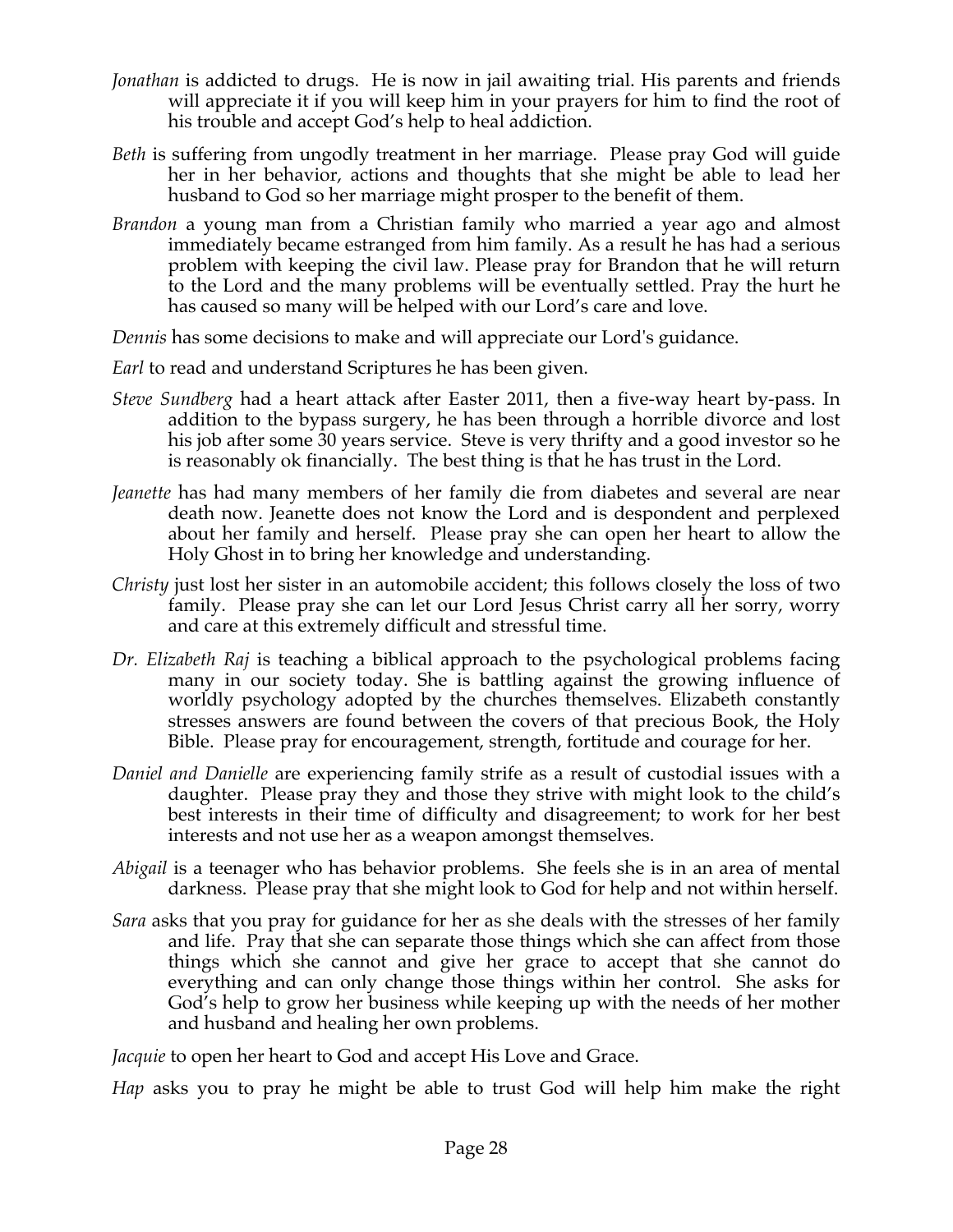*Jonathan* is addicted to drugs. He is now in jail awaiting trial. His parents and friends will appreciate it if you will keep him in your prayers for him to find the root of his trouble and accept God's help to heal addiction.

*Beth* is suffering from ungodly treatment in her marriage. Please pray God will guide her in her behavior, actions and thoughts that she might be able to lead her husband to God so her marriage might prosper to the benefit of them.

*Brandon* a young man from a Christian family who married a year ago and almost immediately became estranged from him family. As a result he has had a serious problem with keeping the civil law. Please pray for Brandon that he will return to the Lord and the many problems will be eventually settled. Pray the hurt he has caused so many will be helped with our Lord's care and love.

*Dennis* has some decisions to make and will appreciate our Lord's guidance.

*Earl* to read and understand Scriptures he has been given.

*Steve Sundberg* had a heart attack after Easter 2011, then a five-way heart by-pass. In addition to the bypass surgery, he has been through a horrible divorce and lost his job after some 30 years service. Steve is very thrifty and a good investor so he is reasonably ok financially. The best thing is that he has trust in the Lord.

*Jeanette* has had many members of her family die from diabetes and several are near death now. Jeanette does not know the Lord and is despondent and perplexed about her family and herself. Please pray she can open her heart to allow the Holy Ghost in to bring her knowledge and understanding.

*Christy* just lost her sister in an automobile accident; this follows closely the loss of two family. Please pray she can let our Lord Jesus Christ carry all her sorry, worry and care at this extremely difficult and stressful time.

*Dr. Elizabeth Raj* is teaching a biblical approach to the psychological problems facing many in our society today. She is battling against the growing influence of worldly psychology adopted by the churches themselves. Elizabeth constantly stresses answers are found between the covers of that precious Book, the Holy Bible. Please pray for encouragement, strength, fortitude and courage for her.

*Daniel and Danielle* are experiencing family strife as a result of custodial issues with a daughter. Please pray they and those they strive with might look to the child's best interests in their time of difficulty and disagreement; to work for her best interests and not use her as a weapon amongst themselves.

*Abigail* is a teenager who has behavior problems. She feels she is in an area of mental darkness. Please pray that she might look to God for help and not within herself.

*Sara* asks that you pray for guidance for her as she deals with the stresses of her family and life. Pray that she can separate those things which she can affect from those things which she cannot and give her grace to accept that she cannot do everything and can only change those things within her control. She asks for God's help to grow her business while keeping up with the needs of her mother and husband and healing her own problems.

*Jacquie* to open her heart to God and accept His Love and Grace.

*Hap* asks you to pray he might be able to trust God will help him make the right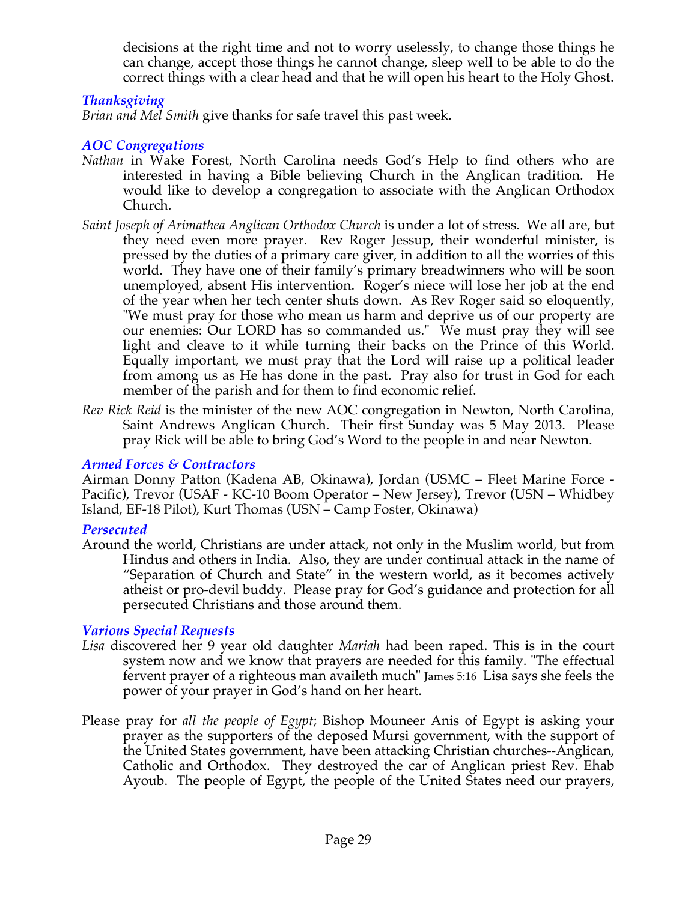decisions at the right time and not to worry uselessly, to change those things he can change, accept those things he cannot change, sleep well to be able to do the correct things with a clear head and that he will open his heart to the Holy Ghost.

### *Thanksgiving*

*Brian and Mel Smith* give thanks for safe travel this past week.

### *AOC Congregations*

*Nathan* in Wake Forest, North Carolina needs God's Help to find others who are interested in having a Bible believing Church in the Anglican tradition. He would like to develop a congregation to associate with the Anglican Orthodox Church.

*Saint Joseph of Arimathea Anglican Orthodox Church* is under a lot of stress. We all are, but they need even more prayer. Rev Roger Jessup, their wonderful minister, is pressed by the duties of a primary care giver, in addition to all the worries of this world. They have one of their family's primary breadwinners who will be soon unemployed, absent His intervention. Roger's niece will lose her job at the end of the year when her tech center shuts down. As Rev Roger said so eloquently, "We must pray for those who mean us harm and deprive us of our property are our enemies: Our LORD has so commanded us." We must pray they will see light and cleave to it while turning their backs on the Prince of this World. Equally important, we must pray that the Lord will raise up a political leader from among us as He has done in the past. Pray also for trust in God for each member of the parish and for them to find economic relief.

*Rev Rick Reid* is the minister of the new AOC congregation in Newton, North Carolina, Saint Andrews Anglican Church. Their first Sunday was 5 May 2013. Please pray Rick will be able to bring God's Word to the people in and near Newton.

### *Armed Forces & Contractors*

Airman Donny Patton (Kadena AB, Okinawa), Jordan (USMC – Fleet Marine Force - Pacific), Trevor (USAF - KC-10 Boom Operator – New Jersey), Trevor (USN – Whidbey Island, EF-18 Pilot), Kurt Thomas (USN – Camp Foster, Okinawa)

### *Persecuted*

Around the world, Christians are under attack, not only in the Muslim world, but from Hindus and others in India. Also, they are under continual attack in the name of "Separation of Church and State" in the western world, as it becomes actively atheist or pro-devil buddy. Please pray for God's guidance and protection for all persecuted Christians and those around them.

### *Various Special Requests*

*Lisa* discovered her 9 year old daughter *Mariah* had been raped. This is in the court system now and we know that prayers are needed for this family. "The effectual fervent prayer of a righteous man availeth much" James 5:16 Lisa says she feels the power of your prayer in God's hand on her heart.

Please pray for *all the people of Egypt*; Bishop Mouneer Anis of Egypt is asking your prayer as the supporters of the deposed Mursi government, with the support of the United States government, have been attacking Christian churches--Anglican, Catholic and Orthodox. They destroyed the car of Anglican priest Rev. Ehab Ayoub. The people of Egypt, the people of the United States need our prayers,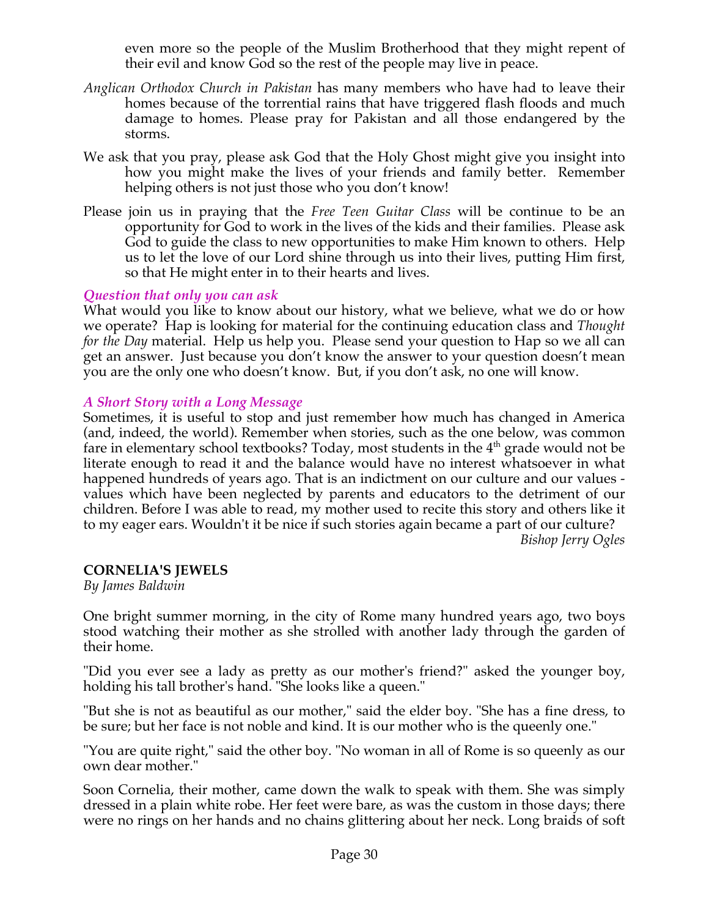even more so the people of the Muslim Brotherhood that they might repent of their evil and know God so the rest of the people may live in peace.

*Anglican Orthodox Church in Pakistan* has many members who have had to leave their homes because of the torrential rains that have triggered flash floods and much damage to homes. Please pray for Pakistan and all those endangered by the storms.

We ask that you pray, please ask God that the Holy Ghost might give you insight into how you might make the lives of your friends and family better. Remember helping others is not just those who you don't know!

Please join us in praying that the *Free Teen Guitar Class* will be continue to be an opportunity for God to work in the lives of the kids and their families. Please ask God to guide the class to new opportunities to make Him known to others. Help us to let the love of our Lord shine through us into their lives, putting Him first, so that He might enter in to their hearts and lives.

### *Question that only you can ask*

What would you like to know about our history, what we believe, what we do or how we operate? Hap is looking for material for the continuing education class and *Thought for the Day* material. Help us help you. Please send your question to Hap so we all can get an answer. Just because you don't know the answer to your question doesn't mean you are the only one who doesn't know. But, if you don't ask, no one will know.

### *A Short Story with a Long Message*

Sometimes, it is useful to stop and just remember how much has changed in America (and, indeed, the world). Remember when stories, such as the one below, was common fare in elementary school textbooks? Today, most students in the 4th grade would not be literate enough to read it and the balance would have no interest whatsoever in what happened hundreds of years ago. That is an indictment on our culture and our values - values which have been neglected by parents and educators to the detriment of our children. Before I was able to read, my mother used to recite this story and others like it to my eager ears. Wouldn't it be nice if such stories again became a part of our culture?

*Bishop Jerry Ogles*

**CORNELIA'S JEWELS**

*By James Baldwin*

One bright summer morning, in the city of Rome many hundred years ago, two boys stood watching their mother as she strolled with another lady through the garden of their home.

"Did you ever see a lady as pretty as our mother's friend?" asked the younger boy, holding his tall brother's hand. "She looks like a queen."

"But she is not as beautiful as our mother," said the elder boy. "She has a fine dress, to be sure; but her face is not noble and kind. It is our mother who is the queenly one."

"You are quite right," said the other boy. "No woman in all of Rome is so queenly as our own dear mother."

Soon Cornelia, their mother, came down the walk to speak with them. She was simply dressed in a plain white robe. Her feet were bare, as was the custom in those days; there were no rings on her hands and no chains glittering about her neck. Long braids of soft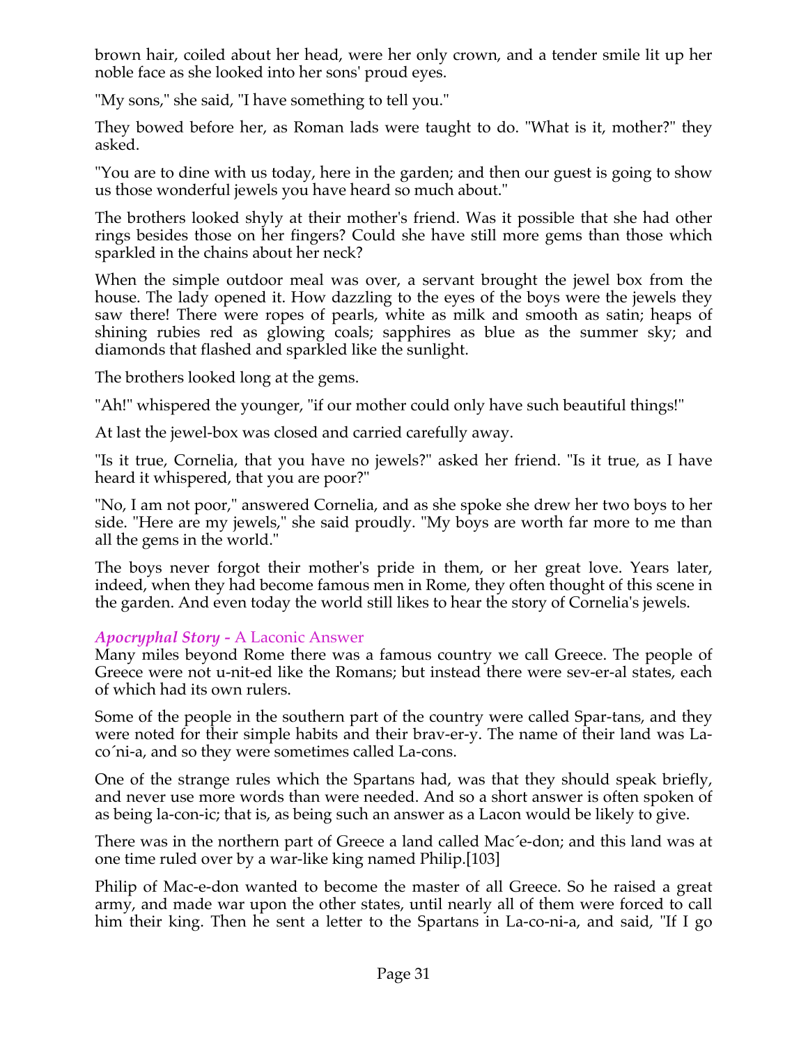brown hair, coiled about her head, were her only crown, and a tender smile lit up her noble face as she looked into her sons' proud eyes.

"My sons," she said, "I have something to tell you."

They bowed before her, as Roman lads were taught to do. "What is it, mother?" they asked.

"You are to dine with us today, here in the garden; and then our guest is going to show us those wonderful jewels you have heard so much about."

The brothers looked shyly at their mother's friend. Was it possible that she had other rings besides those on her fingers? Could she have still more gems than those which sparkled in the chains about her neck?

When the simple outdoor meal was over, a servant brought the jewel box from the house. The lady opened it. How dazzling to the eyes of the boys were the jewels they saw there! There were ropes of pearls, white as milk and smooth as satin; heaps of shining rubies red as glowing coals; sapphires as blue as the summer sky; and diamonds that flashed and sparkled like the sunlight.

The brothers looked long at the gems.

"Ah!" whispered the younger, "if our mother could only have such beautiful things!"

At last the jewel-box was closed and carried carefully away.

"Is it true, Cornelia, that you have no jewels?" asked her friend. "Is it true, as I have heard it whispered, that you are poor?"

"No, I am not poor," answered Cornelia, and as she spoke she drew her two boys to her side. "Here are my jewels," she said proudly. "My boys are worth far more to me than all the gems in the world."

The boys never forgot their mother's pride in them, or her great love. Years later, indeed, when they had become famous men in Rome, they often thought of this scene in the garden. And even today the world still likes to hear the story of Cornelia's jewels.

### *Apocryphal Story* - A Laconic Answer

Many miles beyond Rome there was a famous country we call Greece. The people of Greece were not u-nit-ed like the Romans; but instead there were sev-er-al states, each of which had its own rulers.

Some of the people in the southern part of the country were called Spar-tans, and they were noted for their simple habits and their brav-er-y. The name of their land was La-co´ni-a, and so they were sometimes called La-cons.

One of the strange rules which the Spartans had, was that they should speak briefly, and never use more words than were needed. And so a short answer is often spoken of as being la-con-ic; that is, as being such an answer as a Lacon would be likely to give.

There was in the northern part of Greece a land called Mac´e-don; and this land was at one time ruled over by a war-like king named Philip.[103]

Philip of Mac-e-don wanted to become the master of all Greece. So he raised a great army, and made war upon the other states, until nearly all of them were forced to call him their king. Then he sent a letter to the Spartans in La-co-ni-a, and said, "If I go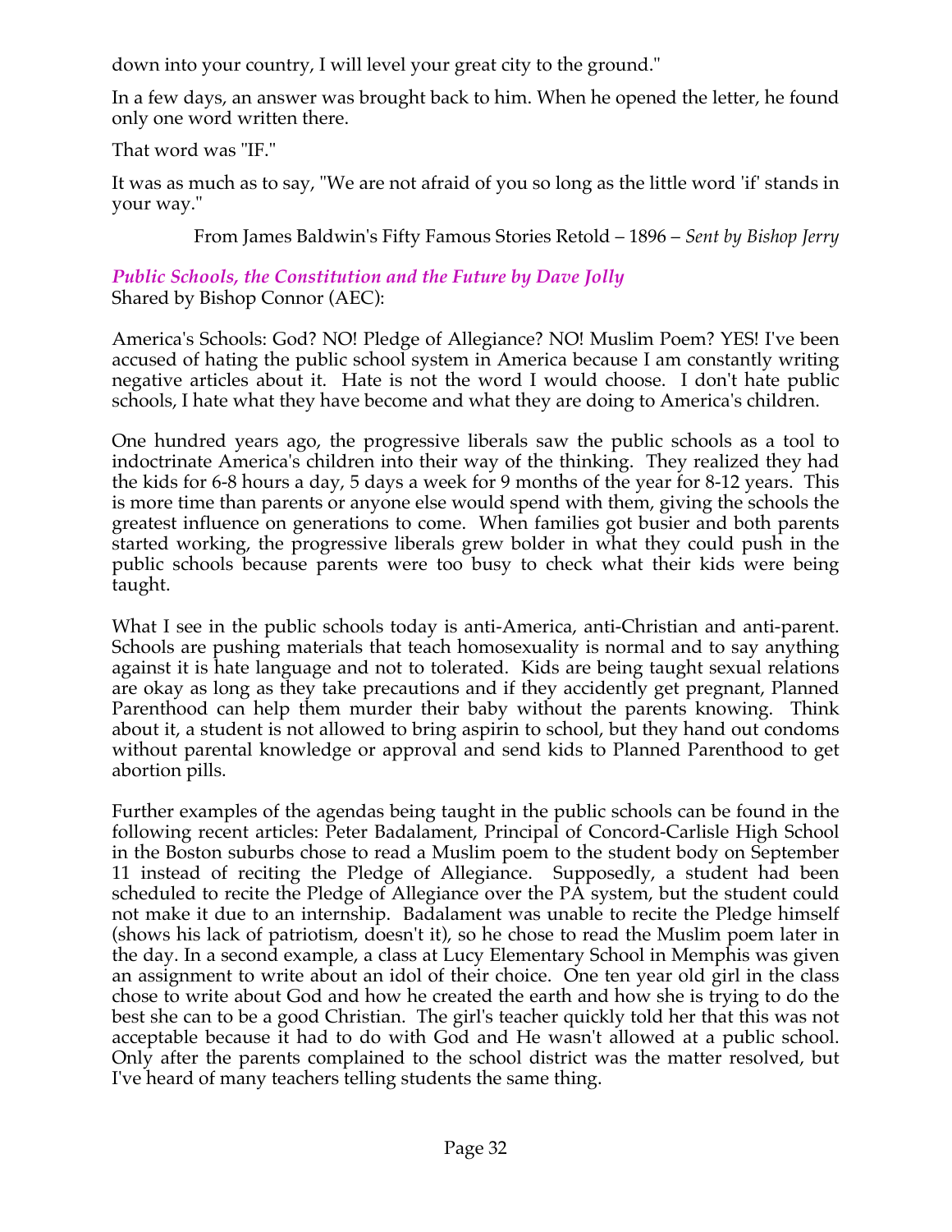down into your country, I will level your great city to the ground."

In a few days, an answer was brought back to him. When he opened the letter, he found only one word written there.

That word was "IF."

It was as much as to say, "We are not afraid of you so long as the little word 'if' stands in your way."

From James Baldwin's Fifty Famous Stories Retold – 1896 – *Sent by Bishop Jerry*

***Public Schools, the Constitution and the Future by Dave Jolly***
Shared by Bishop Connor (AEC):

America's Schools: God? NO! Pledge of Allegiance? NO! Muslim Poem? YES! I've been accused of hating the public school system in America because I am constantly writing negative articles about it. Hate is not the word I would choose. I don't hate public schools, I hate what they have become and what they are doing to America's children.

One hundred years ago, the progressive liberals saw the public schools as a tool to indoctrinate America's children into their way of the thinking. They realized they had the kids for 6-8 hours a day, 5 days a week for 9 months of the year for 8-12 years. This is more time than parents or anyone else would spend with them, giving the schools the greatest influence on generations to come. When families got busier and both parents started working, the progressive liberals grew bolder in what they could push in the public schools because parents were too busy to check what their kids were being taught.

What I see in the public schools today is anti-America, anti-Christian and anti-parent. Schools are pushing materials that teach homosexuality is normal and to say anything against it is hate language and not to tolerated. Kids are being taught sexual relations are okay as long as they take precautions and if they accidently get pregnant, Planned Parenthood can help them murder their baby without the parents knowing. Think about it, a student is not allowed to bring aspirin to school, but they hand out condoms without parental knowledge or approval and send kids to Planned Parenthood to get abortion pills.

Further examples of the agendas being taught in the public schools can be found in the following recent articles: Peter Badalament, Principal of Concord-Carlisle High School in the Boston suburbs chose to read a Muslim poem to the student body on September 11 instead of reciting the Pledge of Allegiance. Supposedly, a student had been scheduled to recite the Pledge of Allegiance over the PA system, but the student could not make it due to an internship. Badalament was unable to recite the Pledge himself (shows his lack of patriotism, doesn't it), so he chose to read the Muslim poem later in the day. In a second example, a class at Lucy Elementary School in Memphis was given an assignment to write about an idol of their choice. One ten year old girl in the class chose to write about God and how he created the earth and how she is trying to do the best she can to be a good Christian. The girl's teacher quickly told her that this was not acceptable because it had to do with God and He wasn't allowed at a public school. Only after the parents complained to the school district was the matter resolved, but I've heard of many teachers telling students the same thing.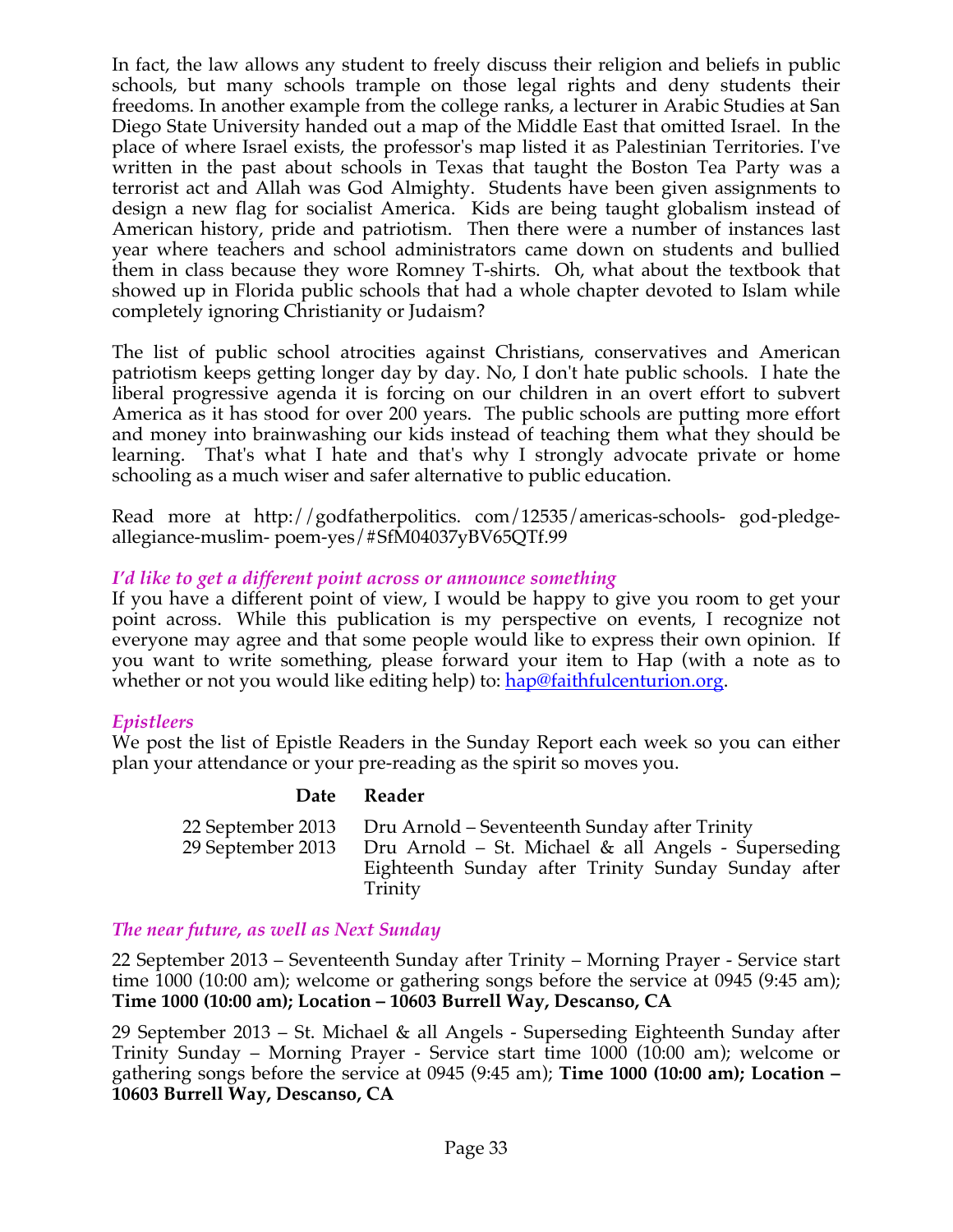In fact, the law allows any student to freely discuss their religion and beliefs in public schools, but many schools trample on those legal rights and deny students their freedoms. In another example from the college ranks, a lecturer in Arabic Studies at San Diego State University handed out a map of the Middle East that omitted Israel. In the place of where Israel exists, the professor's map listed it as Palestinian Territories. I've written in the past about schools in Texas that taught the Boston Tea Party was a terrorist act and Allah was God Almighty. Students have been given assignments to design a new flag for socialist America. Kids are being taught globalism instead of American history, pride and patriotism. Then there were a number of instances last year where teachers and school administrators came down on students and bullied them in class because they wore Romney T-shirts. Oh, what about the textbook that showed up in Florida public schools that had a whole chapter devoted to Islam while completely ignoring Christianity or Judaism?

The list of public school atrocities against Christians, conservatives and American patriotism keeps getting longer day by day. No, I don't hate public schools. I hate the liberal progressive agenda it is forcing on our children in an overt effort to subvert America as it has stood for over 200 years. The public schools are putting more effort and money into brainwashing our kids instead of teaching them what they should be learning. That's what I hate and that's why I strongly advocate private or home schooling as a much wiser and safer alternative to public education.

Read more at http://godfatherpolitics. com/12535/americas-schools- god-pledge-allegiance-muslim- poem-yes/#SfM04037yBV65QTf.99

### *I'd like to get a different point across or announce something*

If you have a different point of view, I would be happy to give you room to get your point across. While this publication is my perspective on events, I recognize not everyone may agree and that some people would like to express their own opinion. If you want to write something, please forward your item to Hap (with a note as to whether or not you would like editing help) to: hap@faithfulcenturion.org.

### *Epistleers*

We post the list of Epistle Readers in the Sunday Report each week so you can either plan your attendance or your pre-reading as the spirit so moves you.

| Date | Reader |
|---|---|
| 22 September 2013 | Dru Arnold – Seventeenth Sunday after Trinity |
| 29 September 2013 | Dru Arnold – St. Michael & all Angels - Superseding Eighteenth Sunday after Trinity Sunday Sunday after Trinity |

### *The near future, as well as Next Sunday*

22 September 2013 – Seventeenth Sunday after Trinity – Morning Prayer - Service start time 1000 (10:00 am); welcome or gathering songs before the service at 0945 (9:45 am); **Time 1000 (10:00 am); Location – 10603 Burrell Way, Descanso, CA**

29 September 2013 – St. Michael & all Angels - Superseding Eighteenth Sunday after Trinity Sunday – Morning Prayer - Service start time 1000 (10:00 am); welcome or gathering songs before the service at 0945 (9:45 am); **Time 1000 (10:00 am); Location – 10603 Burrell Way, Descanso, CA**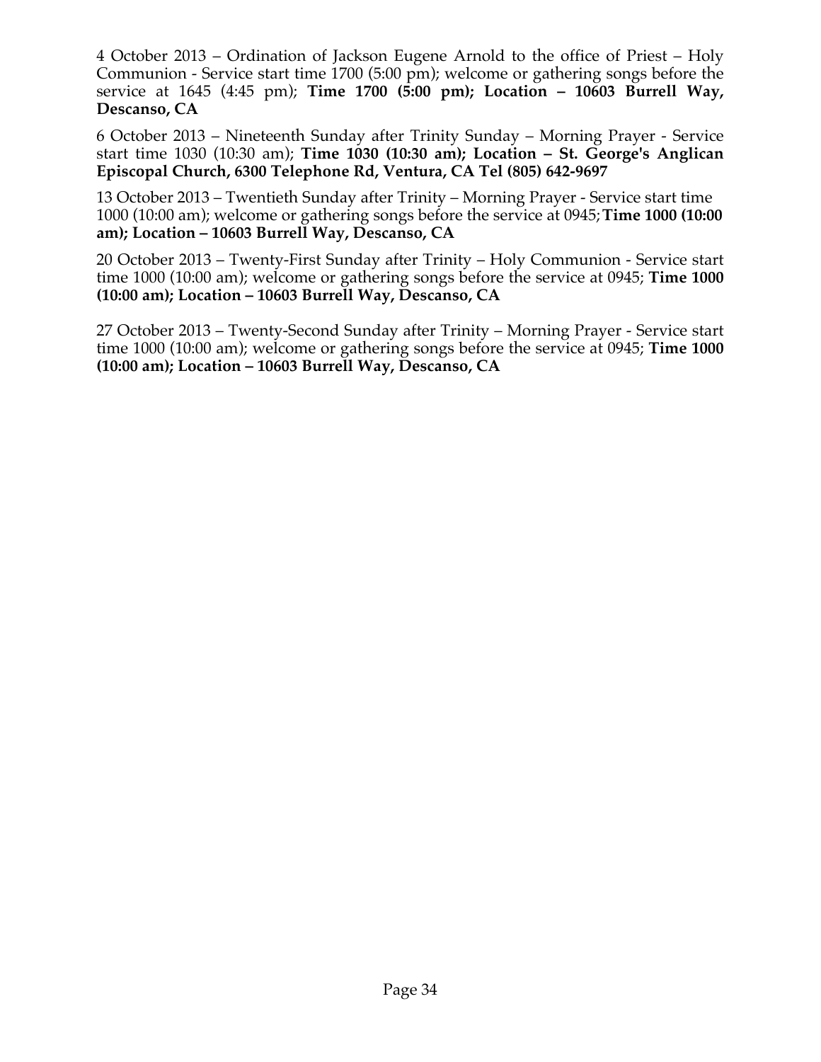4 October 2013 – Ordination of Jackson Eugene Arnold to the office of Priest – Holy Communion - Service start time 1700 (5:00 pm); welcome or gathering songs before the service at 1645 (4:45 pm); **Time 1700 (5:00 pm); Location – 10603 Burrell Way, Descanso, CA**

6 October 2013 – Nineteenth Sunday after Trinity Sunday – Morning Prayer - Service start time 1030 (10:30 am); **Time 1030 (10:30 am); Location – St. George's Anglican Episcopal Church, 6300 Telephone Rd, Ventura, CA Tel (805) 642-9697**

13 October 2013 – Twentieth Sunday after Trinity – Morning Prayer - Service start time 1000 (10:00 am); welcome or gathering songs before the service at 0945; **Time 1000 (10:00 am); Location – 10603 Burrell Way, Descanso, CA**

20 October 2013 – Twenty-First Sunday after Trinity – Holy Communion - Service start time 1000 (10:00 am); welcome or gathering songs before the service at 0945; **Time 1000 (10:00 am); Location – 10603 Burrell Way, Descanso, CA**

27 October 2013 – Twenty-Second Sunday after Trinity – Morning Prayer - Service start time 1000 (10:00 am); welcome or gathering songs before the service at 0945; **Time 1000 (10:00 am); Location – 10603 Burrell Way, Descanso, CA**